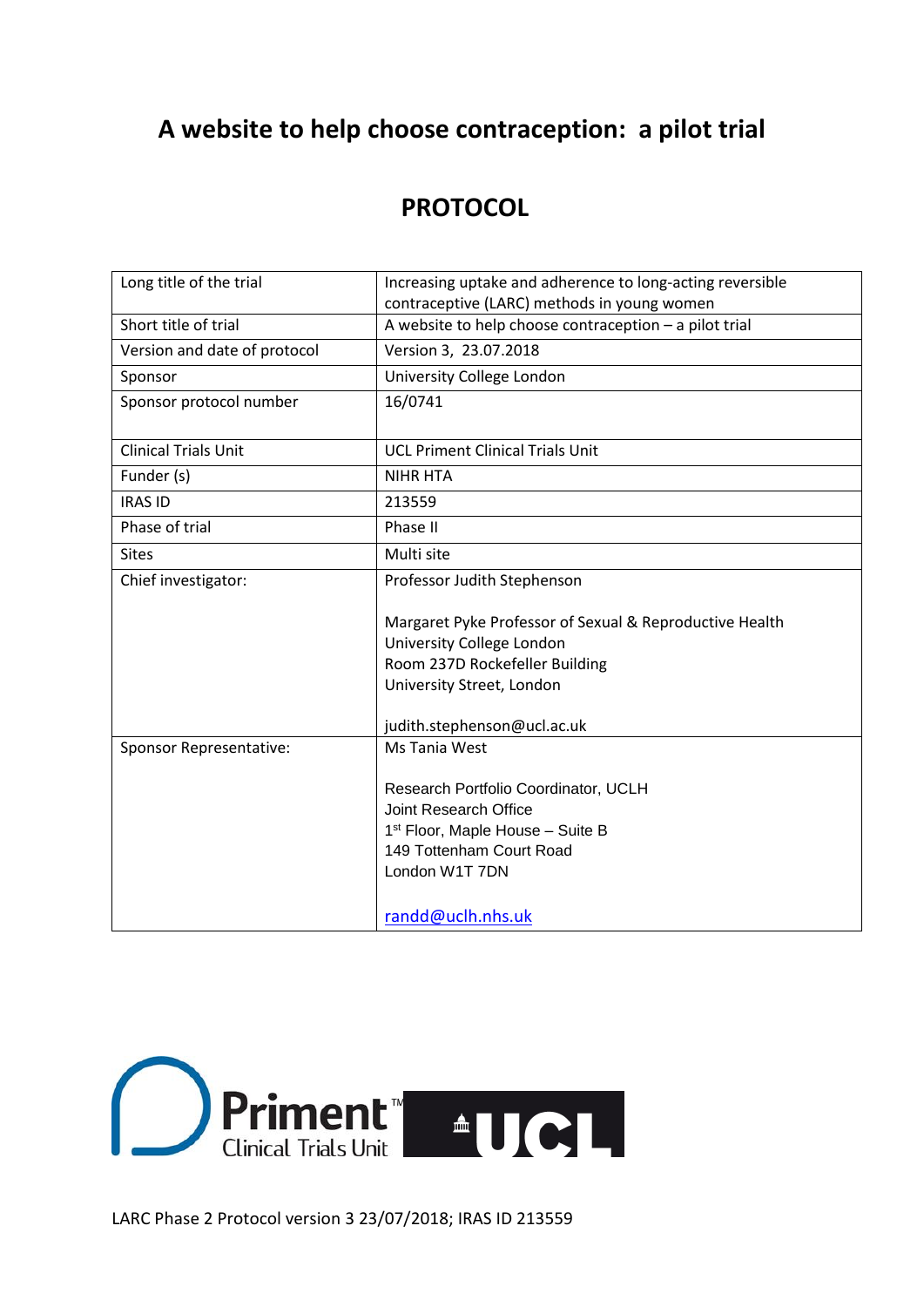# A website to help choose contraception: a pilot trial

## PROTOCOL

| Long title of the trial | Increasing uptake and adherence to long-acting reversible contraceptive (LARC) methods in young women |
|---|---|
| Short title of trial | A website to help choose contraception – a pilot trial |
| Version and date of protocol | Version 3, 23.07.2018 |
| Sponsor | University College London |
| Sponsor protocol number | 16/0741 |
| Clinical Trials Unit | UCL Priment Clinical Trials Unit |
| Funder (s) | NIHR HTA |
| IRAS ID | 213559 |
| Phase of trial | Phase II |
| Sites | Multi site |
| Chief investigator: | Professor Judith Stephenson<br><br>Margaret Pyke Professor of Sexual & Reproductive Health<br>University College London<br>Room 237D Rockefeller Building<br>University Street, London<br><br>judith.stephenson@ucl.ac.uk |
| Sponsor Representative: | Ms Tania West<br><br>Research Portfolio Coordinator, UCLH<br>Joint Research Office<br>1st Floor, Maple House – Suite B<br>149 Tottenham Court Road<br>London W1T 7DN<br><br>randd@uclh.nhs.uk |

Priment™ Clinical Trials Unit | UCL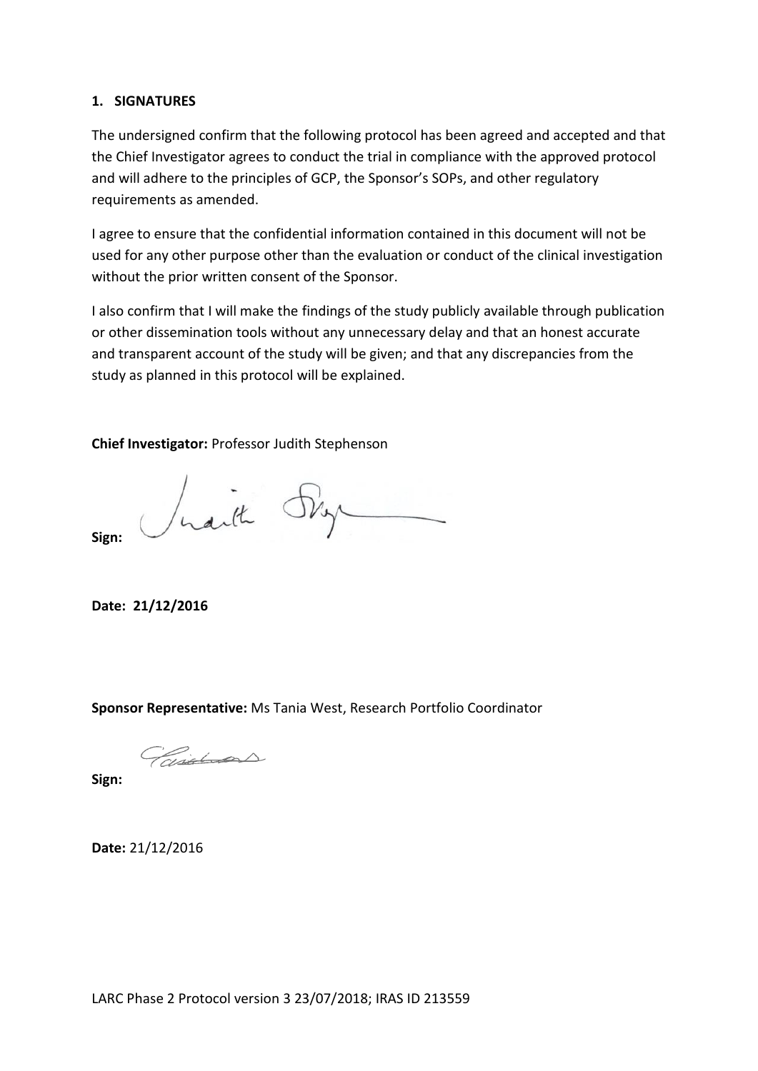## 1. SIGNATURES

The undersigned confirm that the following protocol has been agreed and accepted and that the Chief Investigator agrees to conduct the trial in compliance with the approved protocol and will adhere to the principles of GCP, the Sponsor's SOPs, and other regulatory requirements as amended.

I agree to ensure that the confidential information contained in this document will not be used for any other purpose other than the evaluation or conduct of the clinical investigation without the prior written consent of the Sponsor.

I also confirm that I will make the findings of the study publicly available through publication or other dissemination tools without any unnecessary delay and that an honest accurate and transparent account of the study will be given; and that any discrepancies from the study as planned in this protocol will be explained.

**Chief Investigator:** Professor Judith Stephenson

**Sign:**

**Date: 21/12/2016**

**Sponsor Representative:** Ms Tania West, Research Portfolio Coordinator

**Sign:**

**Date:** 21/12/2016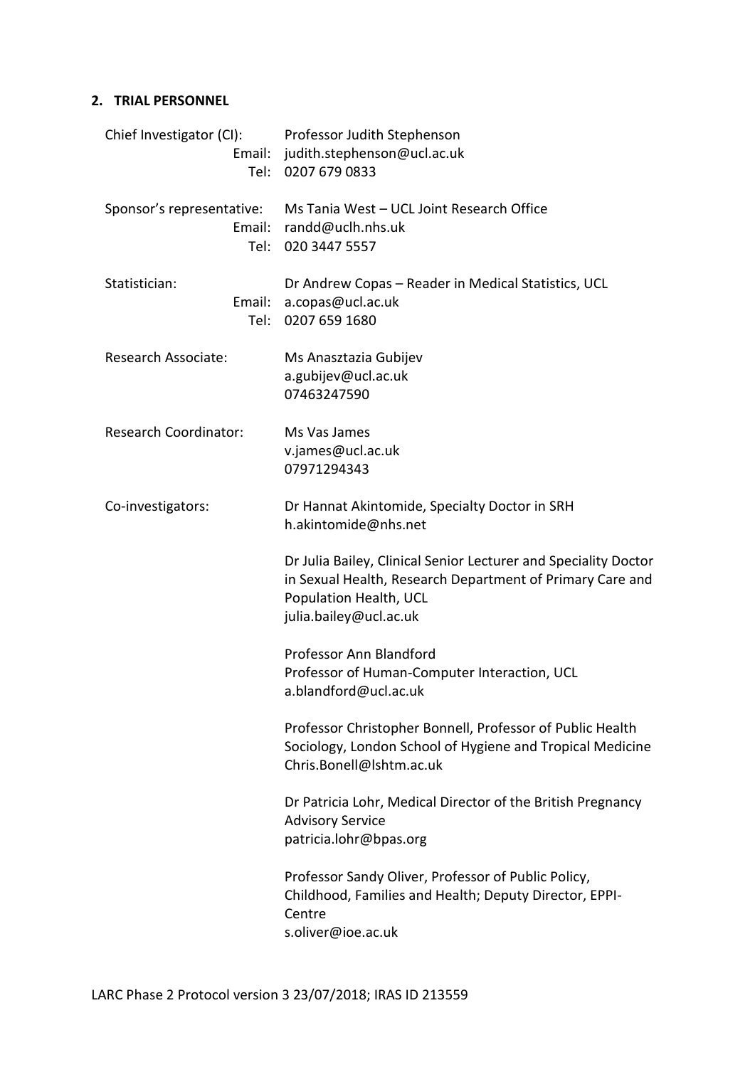## 2. TRIAL PERSONNEL

Chief Investigator (CI): Professor Judith Stephenson
Email: judith.stephenson@ucl.ac.uk
Tel: 0207 679 0833

Sponsor's representative: Ms Tania West – UCL Joint Research Office
Email: randd@uclh.nhs.uk
Tel: 020 3447 5557

Statistician: Dr Andrew Copas – Reader in Medical Statistics, UCL
Email: a.copas@ucl.ac.uk
Tel: 0207 659 1680

Research Associate: Ms Anasztazia Gubijev
a.gubijev@ucl.ac.uk
07463247590

Research Coordinator: Ms Vas James
v.james@ucl.ac.uk
07971294343

Co-investigators:

Dr Hannat Akintomide, Specialty Doctor in SRH
h.akintomide@nhs.net

Dr Julia Bailey, Clinical Senior Lecturer and Speciality Doctor in Sexual Health, Research Department of Primary Care and Population Health, UCL
julia.bailey@ucl.ac.uk

Professor Ann Blandford
Professor of Human-Computer Interaction, UCL
a.blandford@ucl.ac.uk

Professor Christopher Bonnell, Professor of Public Health Sociology, London School of Hygiene and Tropical Medicine
Chris.Bonell@lshtm.ac.uk

Dr Patricia Lohr, Medical Director of the British Pregnancy Advisory Service
patricia.lohr@bpas.org

Professor Sandy Oliver, Professor of Public Policy, Childhood, Families and Health; Deputy Director, EPPI-Centre
s.oliver@ioe.ac.uk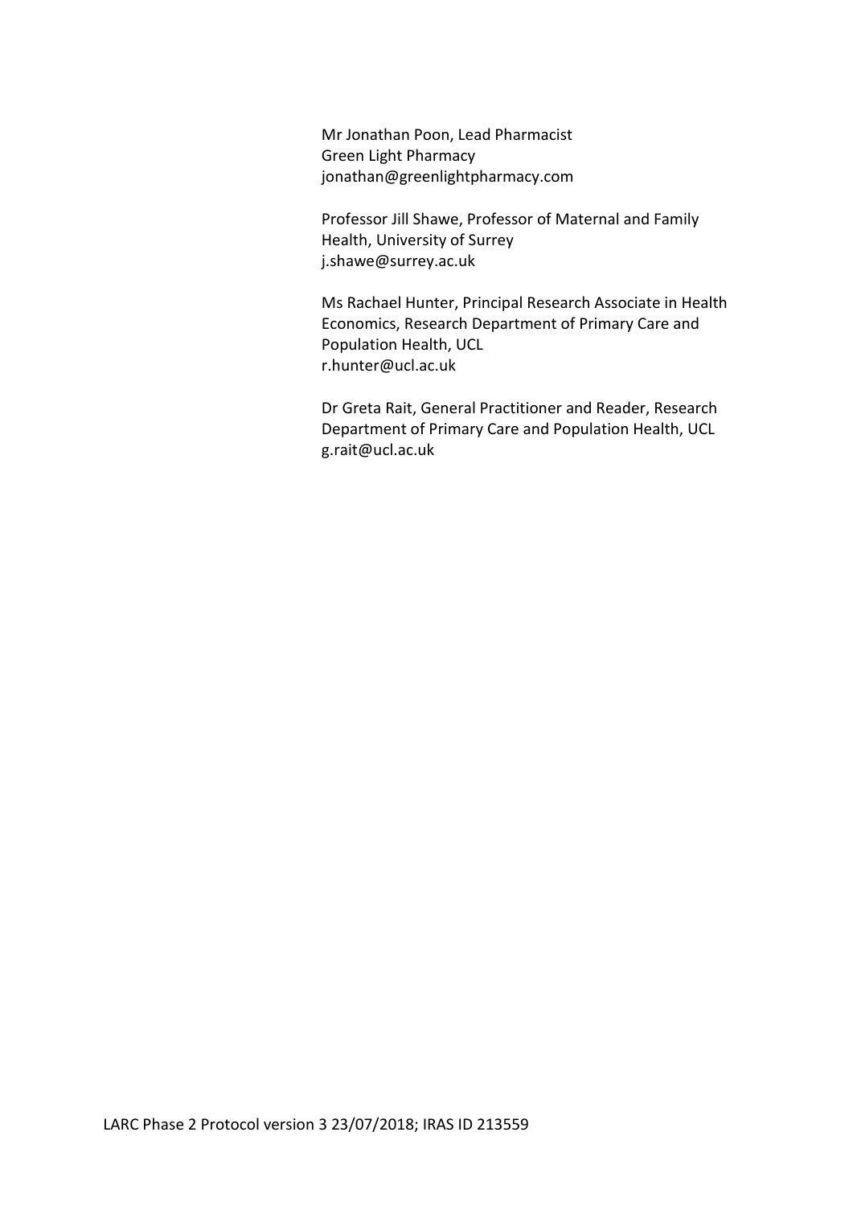Mr Jonathan Poon, Lead Pharmacist
Green Light Pharmacy
jonathan@greenlightpharmacy.com

Professor Jill Shawe, Professor of Maternal and Family Health, University of Surrey
j.shawe@surrey.ac.uk

Ms Rachael Hunter, Principal Research Associate in Health Economics, Research Department of Primary Care and Population Health, UCL
r.hunter@ucl.ac.uk

Dr Greta Rait, General Practitioner and Reader, Research Department of Primary Care and Population Health, UCL
g.rait@ucl.ac.uk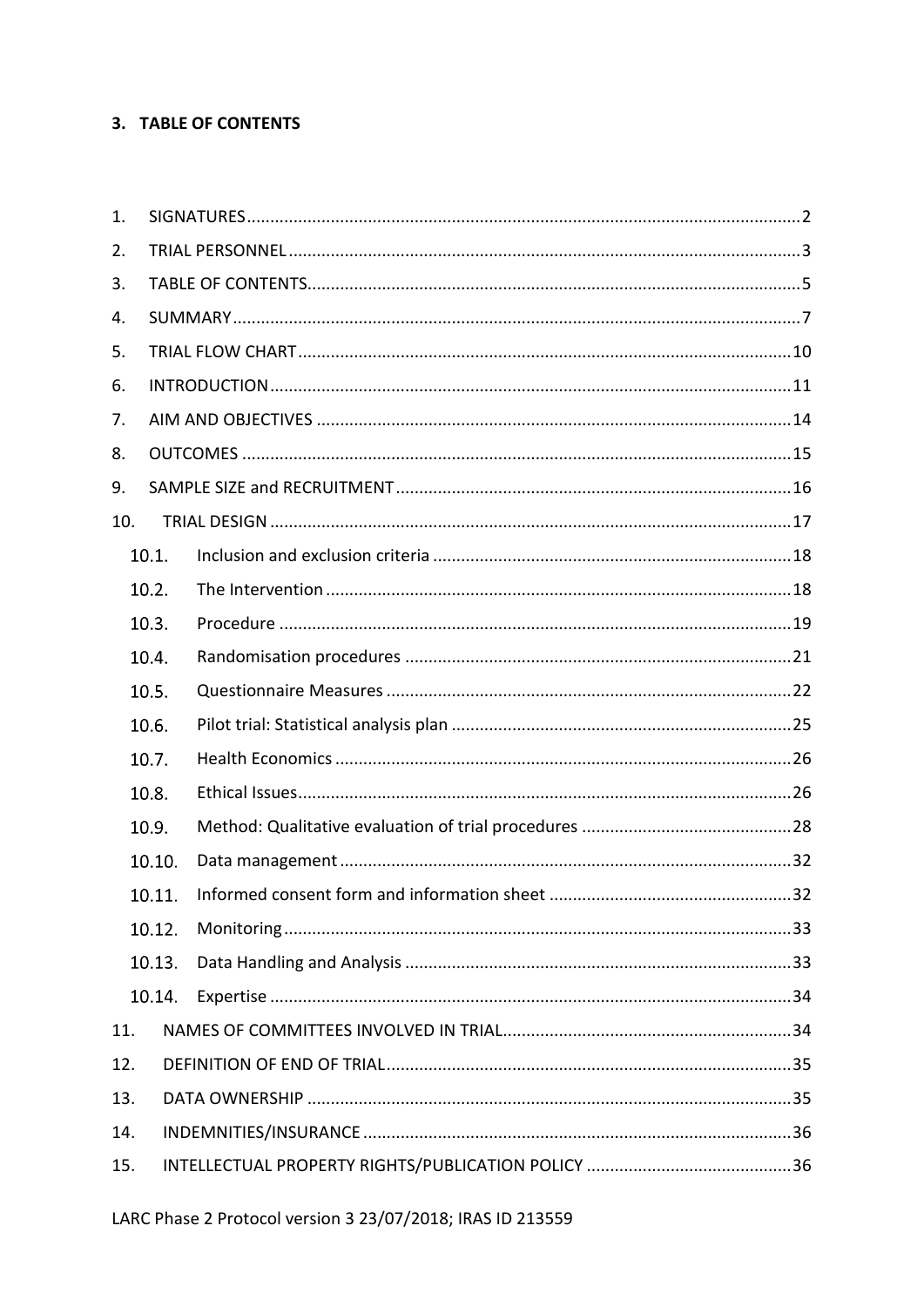## 3. TABLE OF CONTENTS

1. SIGNATURES ..... 2
2. TRIAL PERSONNEL ..... 3
3. TABLE OF CONTENTS ..... 5
4. SUMMARY ..... 7
5. TRIAL FLOW CHART ..... 10
6. INTRODUCTION ..... 11
7. AIM AND OBJECTIVES ..... 14
8. OUTCOMES ..... 15
9. SAMPLE SIZE and RECRUITMENT ..... 16
10. TRIAL DESIGN ..... 17
    - 10.1. Inclusion and exclusion criteria ..... 18
    - 10.2. The Intervention ..... 18
    - 10.3. Procedure ..... 19
    - 10.4. Randomisation procedures ..... 21
    - 10.5. Questionnaire Measures ..... 22
    - 10.6. Pilot trial: Statistical analysis plan ..... 25
    - 10.7. Health Economics ..... 26
    - 10.8. Ethical Issues ..... 26
    - 10.9. Method: Qualitative evaluation of trial procedures ..... 28
    - 10.10. Data management ..... 32
    - 10.11. Informed consent form and information sheet ..... 32
    - 10.12. Monitoring ..... 33
    - 10.13. Data Handling and Analysis ..... 33
    - 10.14. Expertise ..... 34
11. NAMES OF COMMITTEES INVOLVED IN TRIAL ..... 34
12. DEFINITION OF END OF TRIAL ..... 35
13. DATA OWNERSHIP ..... 35
14. INDEMNITIES/INSURANCE ..... 36
15. INTELLECTUAL PROPERTY RIGHTS/PUBLICATION POLICY ..... 36

LARC Phase 2 Protocol version 3 23/07/2018; IRAS ID 213559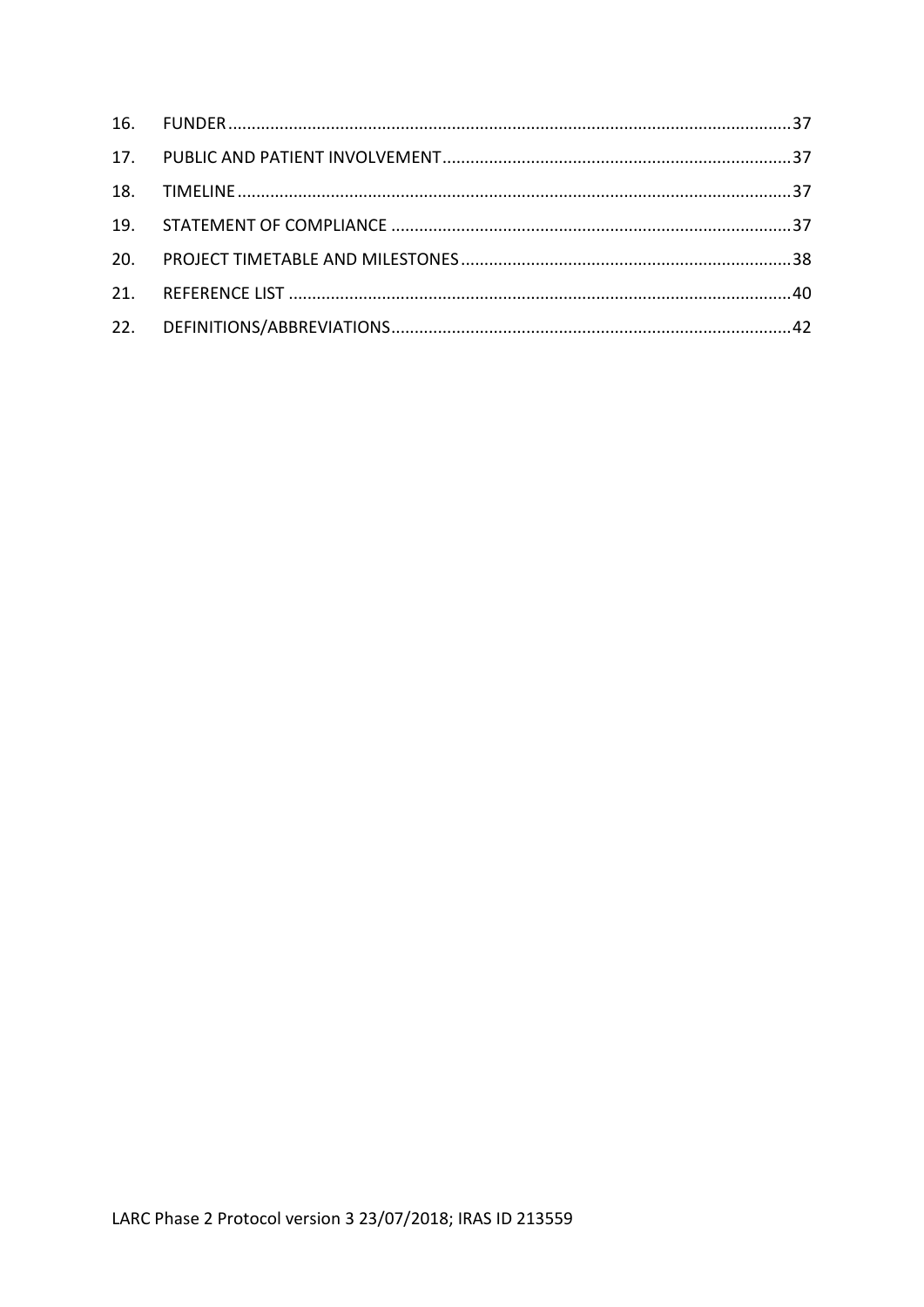16. FUNDER ........................................................................................................................37
17. PUBLIC AND PATIENT INVOLVEMENT ..........................................................................37
18. TIMELINE ......................................................................................................................37
19. STATEMENT OF COMPLIANCE .....................................................................................37
20. PROJECT TIMETABLE AND MILESTONES .......................................................................38
21. REFERENCE LIST ...........................................................................................................40
22. DEFINITIONS/ABBREVIATIONS.....................................................................................42

LARC Phase 2 Protocol version 3 23/07/2018; IRAS ID 213559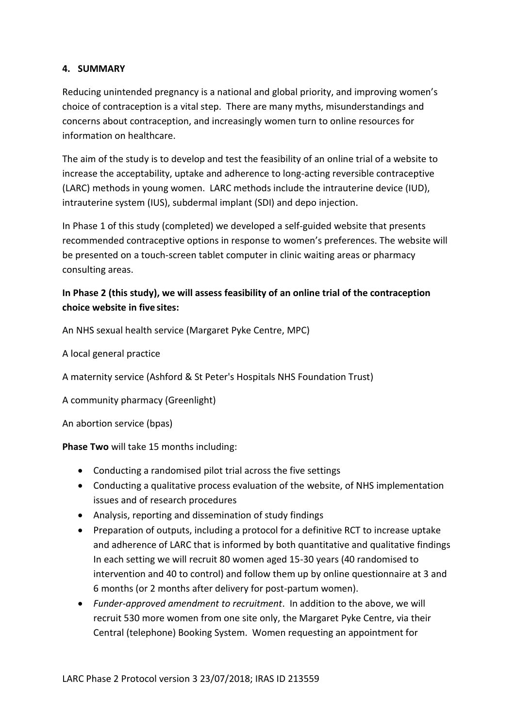## 4. SUMMARY

Reducing unintended pregnancy is a national and global priority, and improving women's choice of contraception is a vital step. There are many myths, misunderstandings and concerns about contraception, and increasingly women turn to online resources for information on healthcare.

The aim of the study is to develop and test the feasibility of an online trial of a website to increase the acceptability, uptake and adherence to long-acting reversible contraceptive (LARC) methods in young women. LARC methods include the intrauterine device (IUD), intrauterine system (IUS), subdermal implant (SDI) and depo injection.

In Phase 1 of this study (completed) we developed a self-guided website that presents recommended contraceptive options in response to women's preferences. The website will be presented on a touch-screen tablet computer in clinic waiting areas or pharmacy consulting areas.

**In Phase 2 (this study), we will assess feasibility of an online trial of the contraception choice website in five sites:**

An NHS sexual health service (Margaret Pyke Centre, MPC)

A local general practice

A maternity service (Ashford & St Peter's Hospitals NHS Foundation Trust)

A community pharmacy (Greenlight)

An abortion service (bpas)

**Phase Two** will take 15 months including:

- Conducting a randomised pilot trial across the five settings
- Conducting a qualitative process evaluation of the website, of NHS implementation issues and of research procedures
- Analysis, reporting and dissemination of study findings
- Preparation of outputs, including a protocol for a definitive RCT to increase uptake and adherence of LARC that is informed by both quantitative and qualitative findings In each setting we will recruit 80 women aged 15-30 years (40 randomised to intervention and 40 to control) and follow them up by online questionnaire at 3 and 6 months (or 2 months after delivery for post-partum women).
- *Funder-approved amendment to recruitment*. In addition to the above, we will recruit 530 more women from one site only, the Margaret Pyke Centre, via their Central (telephone) Booking System. Women requesting an appointment for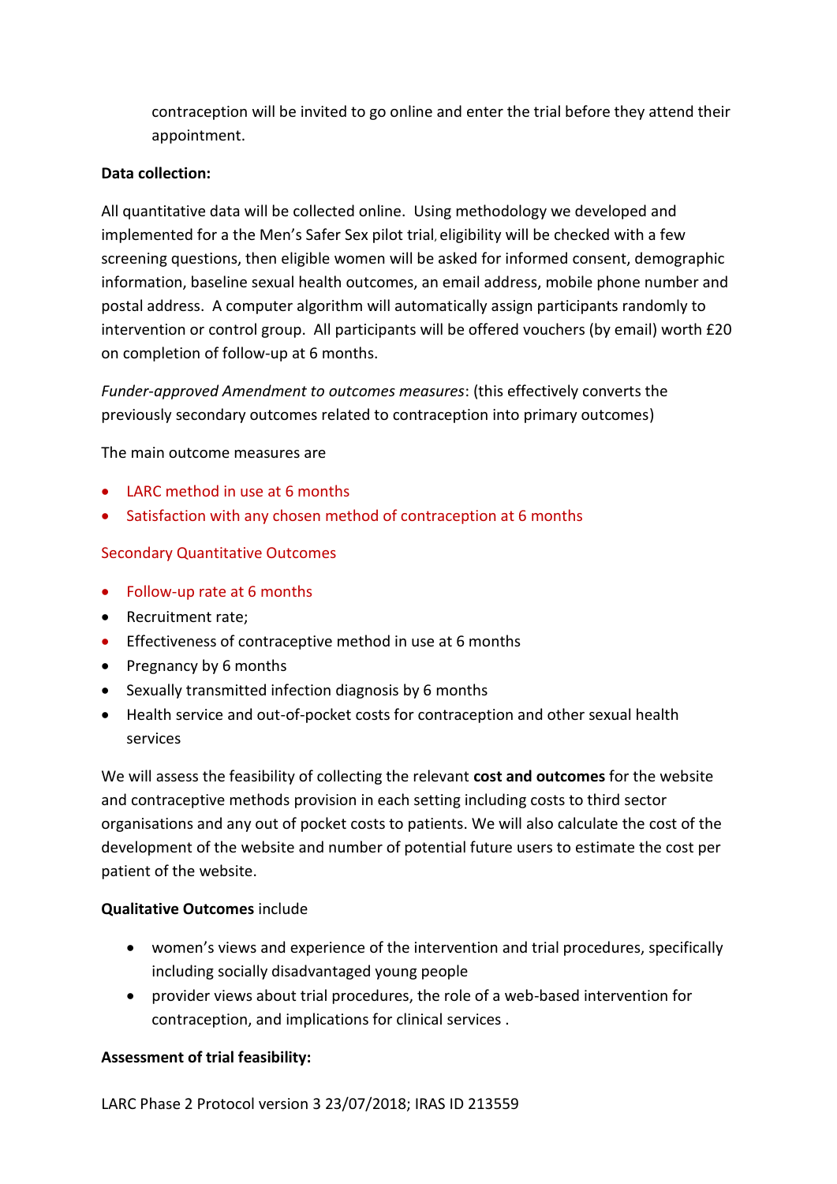contraception will be invited to go online and enter the trial before they attend their appointment.

**Data collection:**

All quantitative data will be collected online. Using methodology we developed and implemented for a the Men's Safer Sex pilot trial, eligibility will be checked with a few screening questions, then eligible women will be asked for informed consent, demographic information, baseline sexual health outcomes, an email address, mobile phone number and postal address. A computer algorithm will automatically assign participants randomly to intervention or control group. All participants will be offered vouchers (by email) worth £20 on completion of follow-up at 6 months.

*Funder-approved Amendment to outcomes measures*: (this effectively converts the previously secondary outcomes related to contraception into primary outcomes)

The main outcome measures are

- LARC method in use at 6 months
- Satisfaction with any chosen method of contraception at 6 months

Secondary Quantitative Outcomes

- Follow-up rate at 6 months
- Recruitment rate;
- Effectiveness of contraceptive method in use at 6 months
- Pregnancy by 6 months
- Sexually transmitted infection diagnosis by 6 months
- Health service and out-of-pocket costs for contraception and other sexual health services

We will assess the feasibility of collecting the relevant **cost and outcomes** for the website and contraceptive methods provision in each setting including costs to third sector organisations and any out of pocket costs to patients. We will also calculate the cost of the development of the website and number of potential future users to estimate the cost per patient of the website.

**Qualitative Outcomes** include

- women's views and experience of the intervention and trial procedures, specifically including socially disadvantaged young people
- provider views about trial procedures, the role of a web-based intervention for contraception, and implications for clinical services .

**Assessment of trial feasibility:**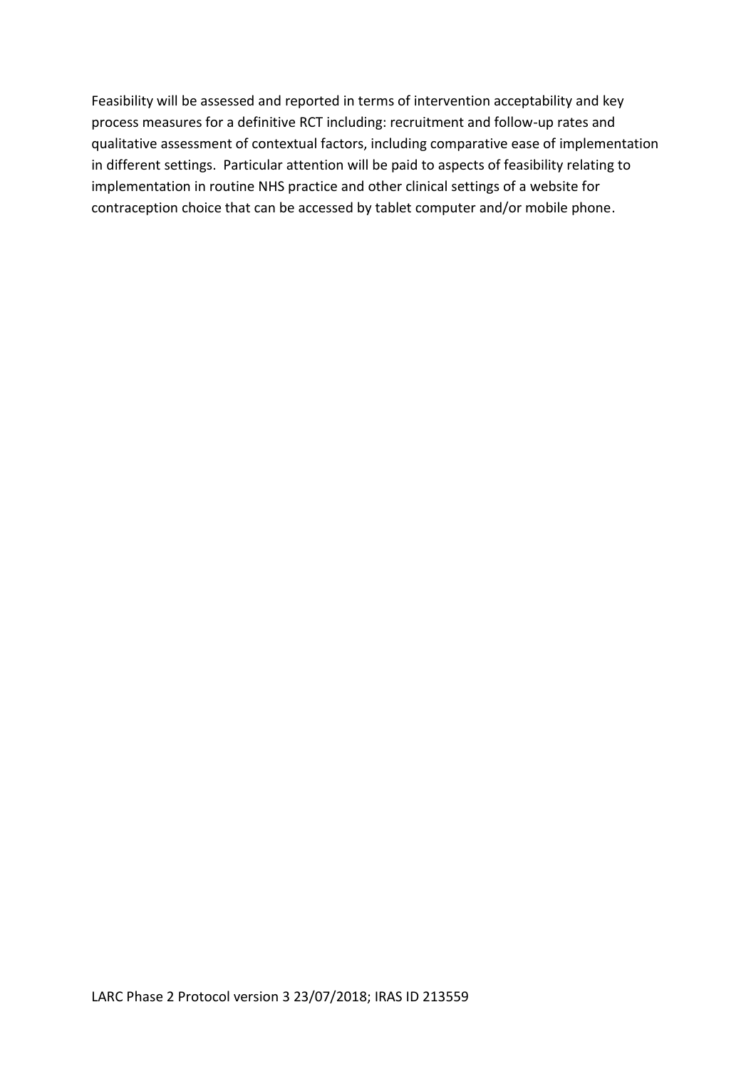Feasibility will be assessed and reported in terms of intervention acceptability and key process measures for a definitive RCT including: recruitment and follow-up rates and qualitative assessment of contextual factors, including comparative ease of implementation in different settings. Particular attention will be paid to aspects of feasibility relating to implementation in routine NHS practice and other clinical settings of a website for contraception choice that can be accessed by tablet computer and/or mobile phone.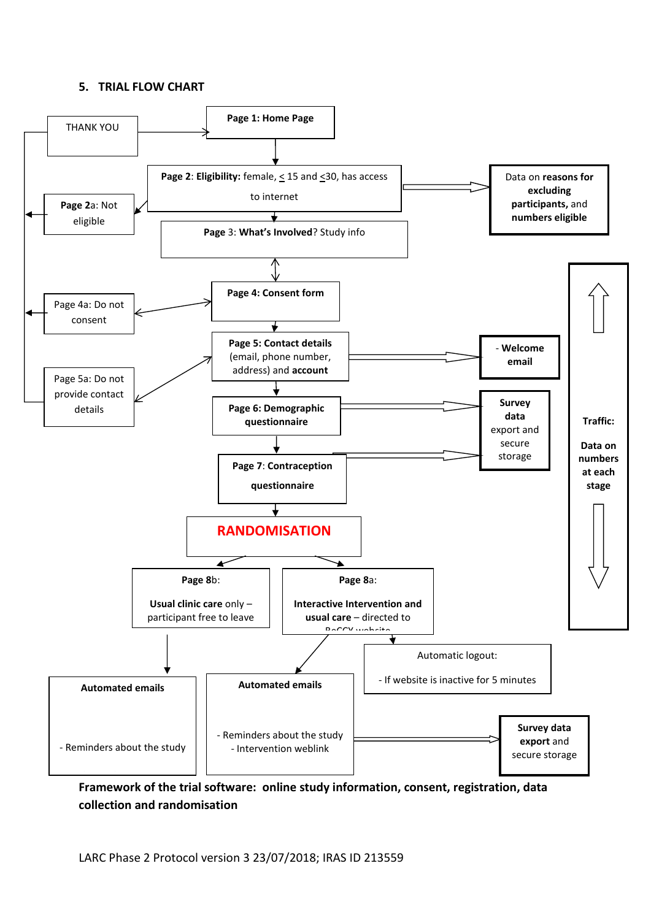## 5. TRIAL FLOW CHART

THANK YOU

**Page 1: Home Page**

**Page 2**: **Eligibility:** female, ≤ 15 and ≤30, has access to internet

**Page 2**a: Not eligible

Data on **reasons for excluding participants,** and **numbers eligible**

**Page** 3: **What's Involved**? Study info

**Page 4: Consent form**

Page 4a: Do not consent

**Page 5: Contact details** (email, phone number, address) and **account**

Page 5a: Do not provide contact details

- **Welcome email**

**Page 6: Demographic questionnaire**

**Survey data** export and secure storage

**Page 7**: **Contraception questionnaire**

**Traffic:**

**Data on numbers at each stage**

**RANDOMISATION**

**Page 8**b:

**Usual clinic care** only – participant free to leave

**Page 8**a:

**Interactive Intervention and usual care** – directed to BeCCY website

Automatic logout:

- If website is inactive for 5 minutes

**Automated emails**

- Reminders about the study

**Automated emails**

- Reminders about the study
- Intervention weblink

**Survey data export** and secure storage

**Framework of the trial software: online study information, consent, registration, data collection and randomisation**

LARC Phase 2 Protocol version 3 23/07/2018; IRAS ID 213559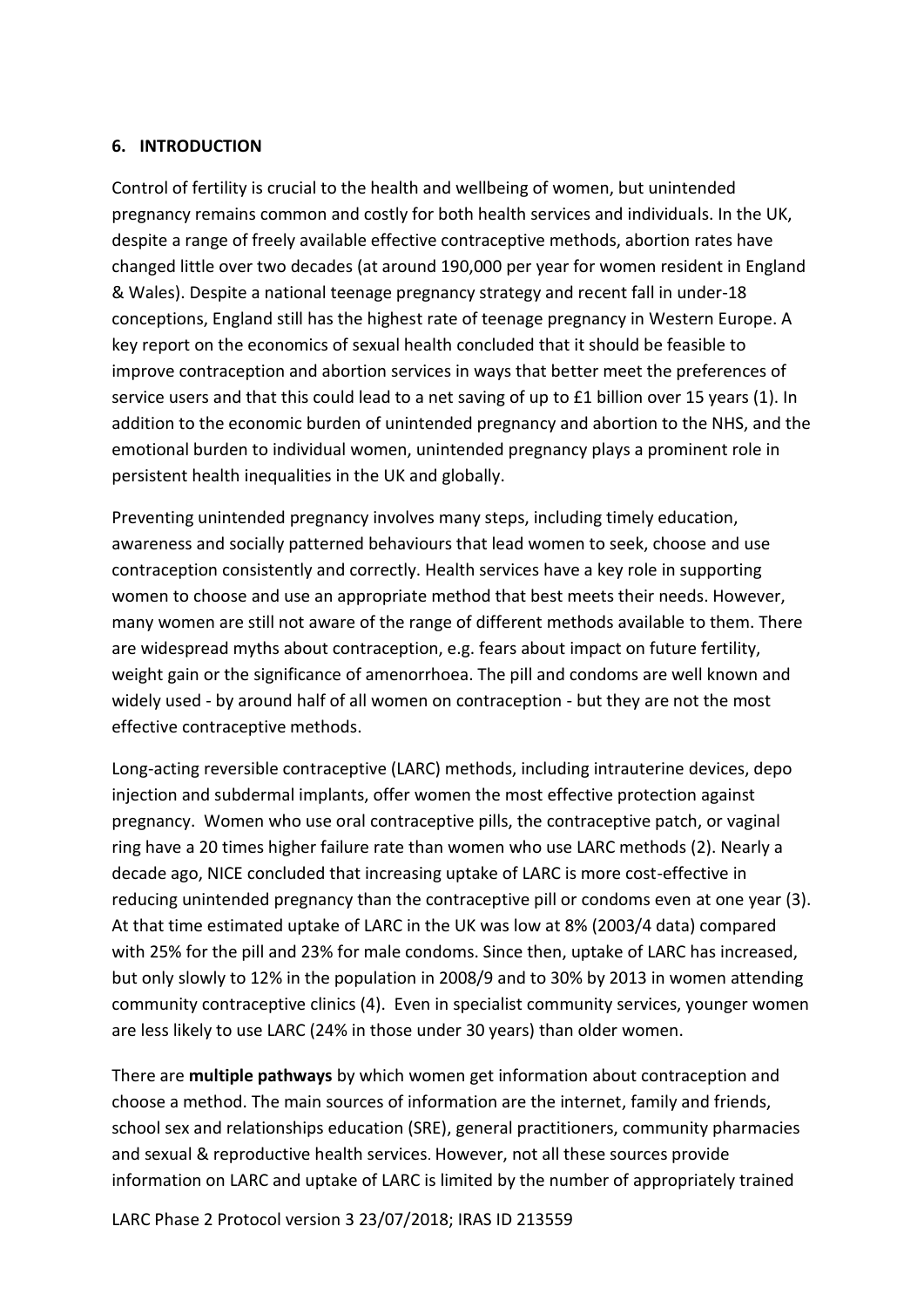## 6. INTRODUCTION

Control of fertility is crucial to the health and wellbeing of women, but unintended pregnancy remains common and costly for both health services and individuals. In the UK, despite a range of freely available effective contraceptive methods, abortion rates have changed little over two decades (at around 190,000 per year for women resident in England & Wales). Despite a national teenage pregnancy strategy and recent fall in under-18 conceptions, England still has the highest rate of teenage pregnancy in Western Europe. A key report on the economics of sexual health concluded that it should be feasible to improve contraception and abortion services in ways that better meet the preferences of service users and that this could lead to a net saving of up to £1 billion over 15 years (1). In addition to the economic burden of unintended pregnancy and abortion to the NHS, and the emotional burden to individual women, unintended pregnancy plays a prominent role in persistent health inequalities in the UK and globally.

Preventing unintended pregnancy involves many steps, including timely education, awareness and socially patterned behaviours that lead women to seek, choose and use contraception consistently and correctly. Health services have a key role in supporting women to choose and use an appropriate method that best meets their needs. However, many women are still not aware of the range of different methods available to them. There are widespread myths about contraception, e.g. fears about impact on future fertility, weight gain or the significance of amenorrhoea. The pill and condoms are well known and widely used - by around half of all women on contraception - but they are not the most effective contraceptive methods.

Long-acting reversible contraceptive (LARC) methods, including intrauterine devices, depo injection and subdermal implants, offer women the most effective protection against pregnancy. Women who use oral contraceptive pills, the contraceptive patch, or vaginal ring have a 20 times higher failure rate than women who use LARC methods (2). Nearly a decade ago, NICE concluded that increasing uptake of LARC is more cost-effective in reducing unintended pregnancy than the contraceptive pill or condoms even at one year (3). At that time estimated uptake of LARC in the UK was low at 8% (2003/4 data) compared with 25% for the pill and 23% for male condoms. Since then, uptake of LARC has increased, but only slowly to 12% in the population in 2008/9 and to 30% by 2013 in women attending community contraceptive clinics (4). Even in specialist community services, younger women are less likely to use LARC (24% in those under 30 years) than older women.

There are **multiple pathways** by which women get information about contraception and choose a method. The main sources of information are the internet, family and friends, school sex and relationships education (SRE), general practitioners, community pharmacies and sexual & reproductive health services. However, not all these sources provide information on LARC and uptake of LARC is limited by the number of appropriately trained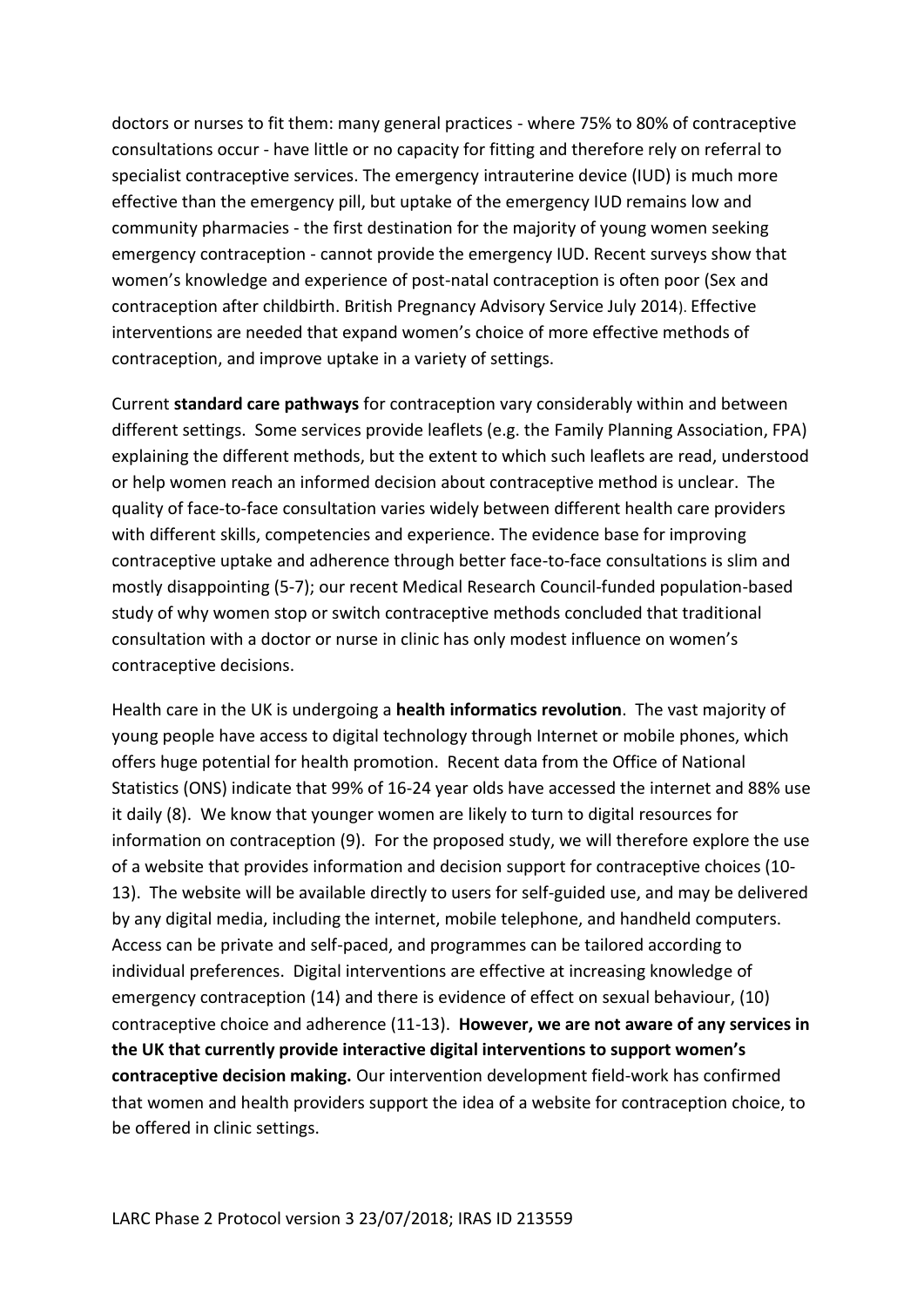doctors or nurses to fit them: many general practices - where 75% to 80% of contraceptive consultations occur - have little or no capacity for fitting and therefore rely on referral to specialist contraceptive services. The emergency intrauterine device (IUD) is much more effective than the emergency pill, but uptake of the emergency IUD remains low and community pharmacies - the first destination for the majority of young women seeking emergency contraception - cannot provide the emergency IUD. Recent surveys show that women's knowledge and experience of post-natal contraception is often poor (Sex and contraception after childbirth. British Pregnancy Advisory Service July 2014). Effective interventions are needed that expand women's choice of more effective methods of contraception, and improve uptake in a variety of settings.

Current **standard care pathways** for contraception vary considerably within and between different settings. Some services provide leaflets (e.g. the Family Planning Association, FPA) explaining the different methods, but the extent to which such leaflets are read, understood or help women reach an informed decision about contraceptive method is unclear. The quality of face-to-face consultation varies widely between different health care providers with different skills, competencies and experience. The evidence base for improving contraceptive uptake and adherence through better face-to-face consultations is slim and mostly disappointing (5-7); our recent Medical Research Council-funded population-based study of why women stop or switch contraceptive methods concluded that traditional consultation with a doctor or nurse in clinic has only modest influence on women's contraceptive decisions.

Health care in the UK is undergoing a **health informatics revolution**. The vast majority of young people have access to digital technology through Internet or mobile phones, which offers huge potential for health promotion. Recent data from the Office of National Statistics (ONS) indicate that 99% of 16-24 year olds have accessed the internet and 88% use it daily (8). We know that younger women are likely to turn to digital resources for information on contraception (9). For the proposed study, we will therefore explore the use of a website that provides information and decision support for contraceptive choices (10-13). The website will be available directly to users for self-guided use, and may be delivered by any digital media, including the internet, mobile telephone, and handheld computers. Access can be private and self-paced, and programmes can be tailored according to individual preferences. Digital interventions are effective at increasing knowledge of emergency contraception (14) and there is evidence of effect on sexual behaviour, (10) contraceptive choice and adherence (11-13). **However, we are not aware of any services in the UK that currently provide interactive digital interventions to support women's contraceptive decision making.** Our intervention development field-work has confirmed that women and health providers support the idea of a website for contraception choice, to be offered in clinic settings.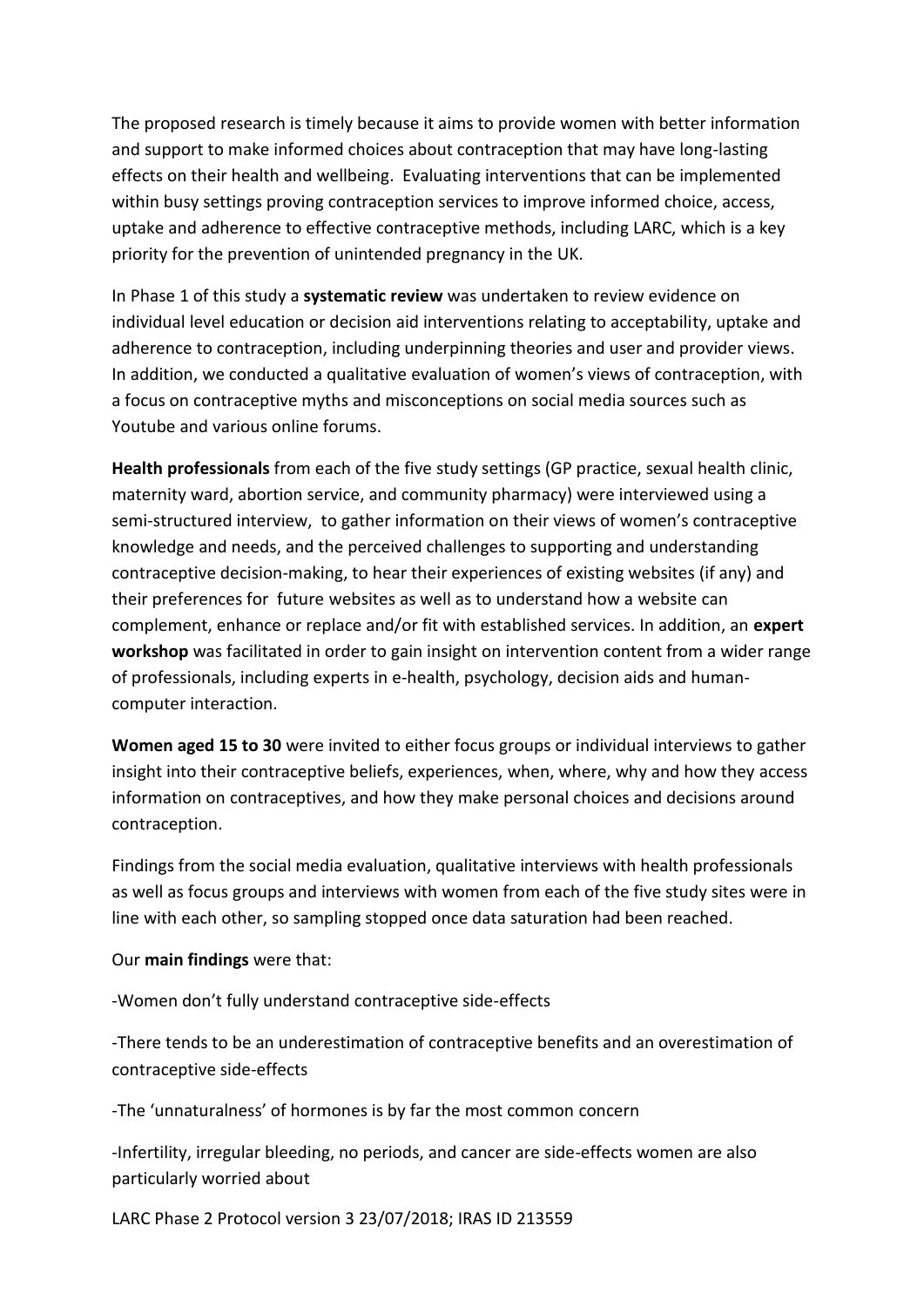The proposed research is timely because it aims to provide women with better information and support to make informed choices about contraception that may have long-lasting effects on their health and wellbeing. Evaluating interventions that can be implemented within busy settings proving contraception services to improve informed choice, access, uptake and adherence to effective contraceptive methods, including LARC, which is a key priority for the prevention of unintended pregnancy in the UK.

In Phase 1 of this study a **systematic review** was undertaken to review evidence on individual level education or decision aid interventions relating to acceptability, uptake and adherence to contraception, including underpinning theories and user and provider views. In addition, we conducted a qualitative evaluation of women's views of contraception, with a focus on contraceptive myths and misconceptions on social media sources such as Youtube and various online forums.

**Health professionals** from each of the five study settings (GP practice, sexual health clinic, maternity ward, abortion service, and community pharmacy) were interviewed using a semi-structured interview, to gather information on their views of women's contraceptive knowledge and needs, and the perceived challenges to supporting and understanding contraceptive decision-making, to hear their experiences of existing websites (if any) and their preferences for future websites as well as to understand how a website can complement, enhance or replace and/or fit with established services. In addition, an **expert workshop** was facilitated in order to gain insight on intervention content from a wider range of professionals, including experts in e-health, psychology, decision aids and human-computer interaction.

**Women aged 15 to 30** were invited to either focus groups or individual interviews to gather insight into their contraceptive beliefs, experiences, when, where, why and how they access information on contraceptives, and how they make personal choices and decisions around contraception.

Findings from the social media evaluation, qualitative interviews with health professionals as well as focus groups and interviews with women from each of the five study sites were in line with each other, so sampling stopped once data saturation had been reached.

Our **main findings** were that:

-Women don't fully understand contraceptive side-effects

-There tends to be an underestimation of contraceptive benefits and an overestimation of contraceptive side-effects

-The 'unnaturalness' of hormones is by far the most common concern

-Infertility, irregular bleeding, no periods, and cancer are side-effects women are also particularly worried about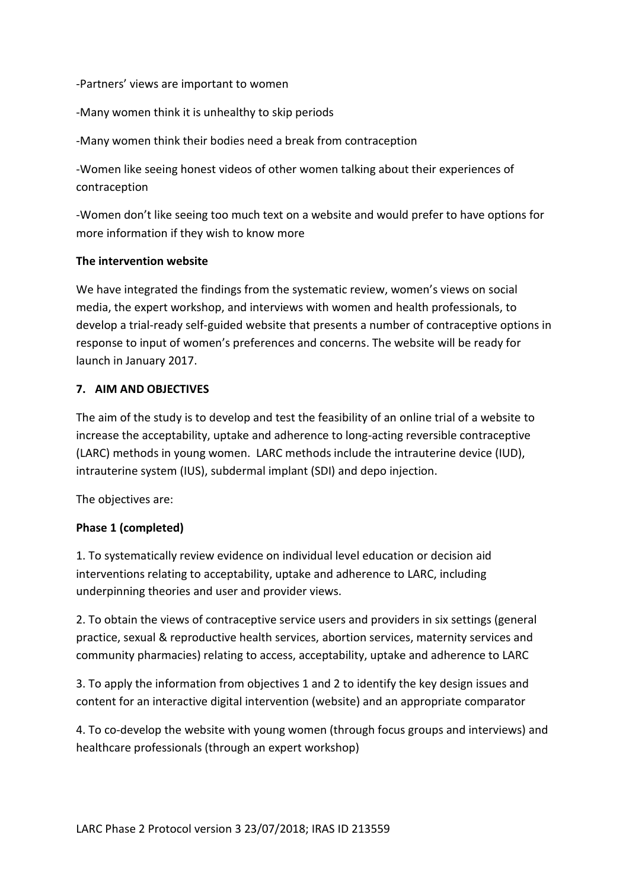-Partners' views are important to women

-Many women think it is unhealthy to skip periods

-Many women think their bodies need a break from contraception

-Women like seeing honest videos of other women talking about their experiences of contraception

-Women don't like seeing too much text on a website and would prefer to have options for more information if they wish to know more

**The intervention website**

We have integrated the findings from the systematic review, women's views on social media, the expert workshop, and interviews with women and health professionals, to develop a trial-ready self-guided website that presents a number of contraceptive options in response to input of women's preferences and concerns. The website will be ready for launch in January 2017.

## 7. AIM AND OBJECTIVES

The aim of the study is to develop and test the feasibility of an online trial of a website to increase the acceptability, uptake and adherence to long-acting reversible contraceptive (LARC) methods in young women. LARC methods include the intrauterine device (IUD), intrauterine system (IUS), subdermal implant (SDI) and depo injection.

The objectives are:

**Phase 1 (completed)**

1. To systematically review evidence on individual level education or decision aid interventions relating to acceptability, uptake and adherence to LARC, including underpinning theories and user and provider views.

2. To obtain the views of contraceptive service users and providers in six settings (general practice, sexual & reproductive health services, abortion services, maternity services and community pharmacies) relating to access, acceptability, uptake and adherence to LARC

3. To apply the information from objectives 1 and 2 to identify the key design issues and content for an interactive digital intervention (website) and an appropriate comparator

4. To co-develop the website with young women (through focus groups and interviews) and healthcare professionals (through an expert workshop)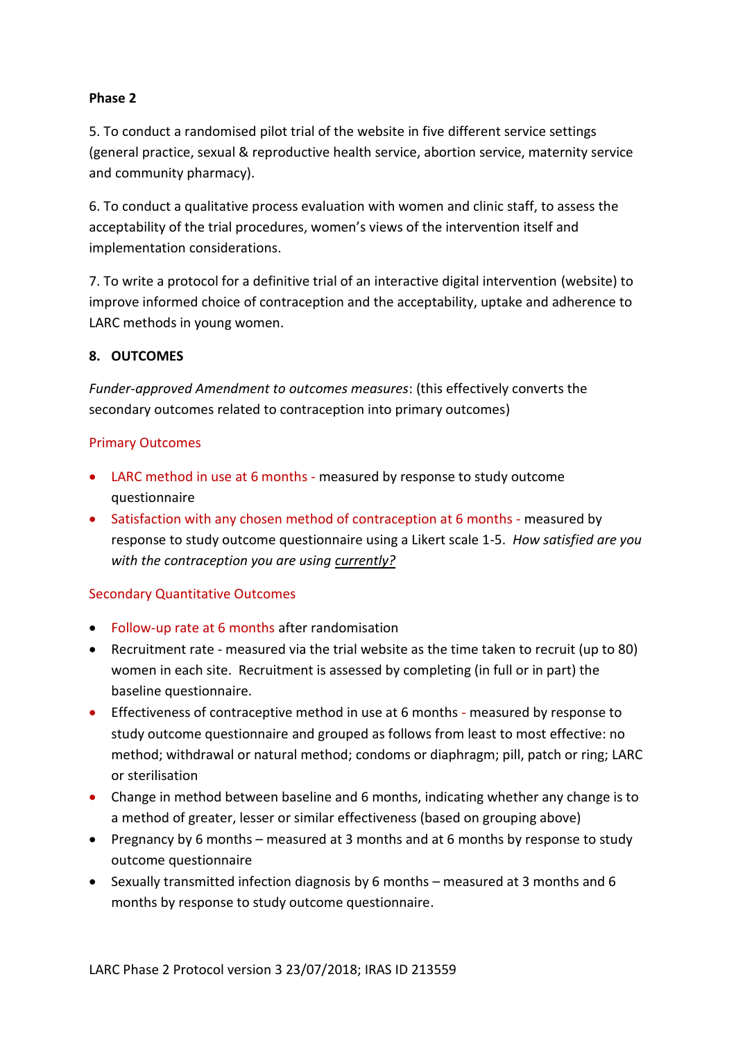**Phase 2**

5. To conduct a randomised pilot trial of the website in five different service settings (general practice, sexual & reproductive health service, abortion service, maternity service and community pharmacy).

6. To conduct a qualitative process evaluation with women and clinic staff, to assess the acceptability of the trial procedures, women's views of the intervention itself and implementation considerations.

7. To write a protocol for a definitive trial of an interactive digital intervention (website) to improve informed choice of contraception and the acceptability, uptake and adherence to LARC methods in young women.

## 8. OUTCOMES

*Funder-approved Amendment to outcomes measures*: (this effectively converts the secondary outcomes related to contraception into primary outcomes)

### Primary Outcomes

- LARC method in use at 6 months - measured by response to study outcome questionnaire
- Satisfaction with any chosen method of contraception at 6 months - measured by response to study outcome questionnaire using a Likert scale 1-5. *How satisfied are you with the contraception you are using <u>currently?</u>*

### Secondary Quantitative Outcomes

- Follow-up rate at 6 months after randomisation
- Recruitment rate - measured via the trial website as the time taken to recruit (up to 80) women in each site. Recruitment is assessed by completing (in full or in part) the baseline questionnaire.
- Effectiveness of contraceptive method in use at 6 months - measured by response to study outcome questionnaire and grouped as follows from least to most effective: no method; withdrawal or natural method; condoms or diaphragm; pill, patch or ring; LARC or sterilisation
- Change in method between baseline and 6 months, indicating whether any change is to a method of greater, lesser or similar effectiveness (based on grouping above)
- Pregnancy by 6 months – measured at 3 months and at 6 months by response to study outcome questionnaire
- Sexually transmitted infection diagnosis by 6 months – measured at 3 months and 6 months by response to study outcome questionnaire.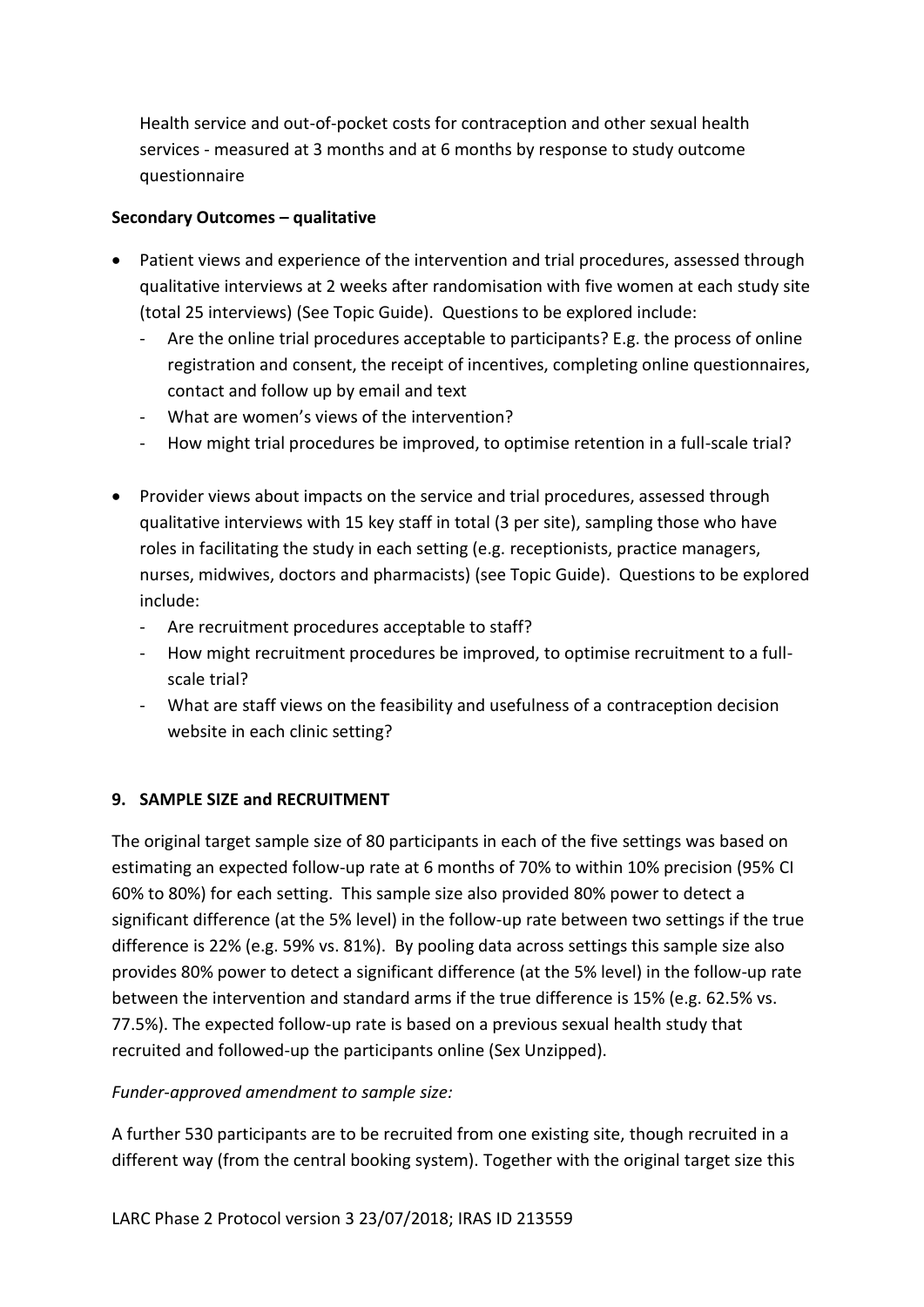Health service and out-of-pocket costs for contraception and other sexual health services - measured at 3 months and at 6 months by response to study outcome questionnaire

**Secondary Outcomes – qualitative**

- Patient views and experience of the intervention and trial procedures, assessed through qualitative interviews at 2 weeks after randomisation with five women at each study site (total 25 interviews) (See Topic Guide). Questions to be explored include:
  - Are the online trial procedures acceptable to participants? E.g. the process of online registration and consent, the receipt of incentives, completing online questionnaires, contact and follow up by email and text
  - What are women's views of the intervention?
  - How might trial procedures be improved, to optimise retention in a full-scale trial?

- Provider views about impacts on the service and trial procedures, assessed through qualitative interviews with 15 key staff in total (3 per site), sampling those who have roles in facilitating the study in each setting (e.g. receptionists, practice managers, nurses, midwives, doctors and pharmacists) (see Topic Guide). Questions to be explored include:
  - Are recruitment procedures acceptable to staff?
  - How might recruitment procedures be improved, to optimise recruitment to a full-scale trial?
  - What are staff views on the feasibility and usefulness of a contraception decision website in each clinic setting?

## 9. SAMPLE SIZE and RECRUITMENT

The original target sample size of 80 participants in each of the five settings was based on estimating an expected follow-up rate at 6 months of 70% to within 10% precision (95% CI 60% to 80%) for each setting. This sample size also provided 80% power to detect a significant difference (at the 5% level) in the follow-up rate between two settings if the true difference is 22% (e.g. 59% vs. 81%). By pooling data across settings this sample size also provides 80% power to detect a significant difference (at the 5% level) in the follow-up rate between the intervention and standard arms if the true difference is 15% (e.g. 62.5% vs. 77.5%). The expected follow-up rate is based on a previous sexual health study that recruited and followed-up the participants online (Sex Unzipped).

*Funder-approved amendment to sample size:*

A further 530 participants are to be recruited from one existing site, though recruited in a different way (from the central booking system). Together with the original target size this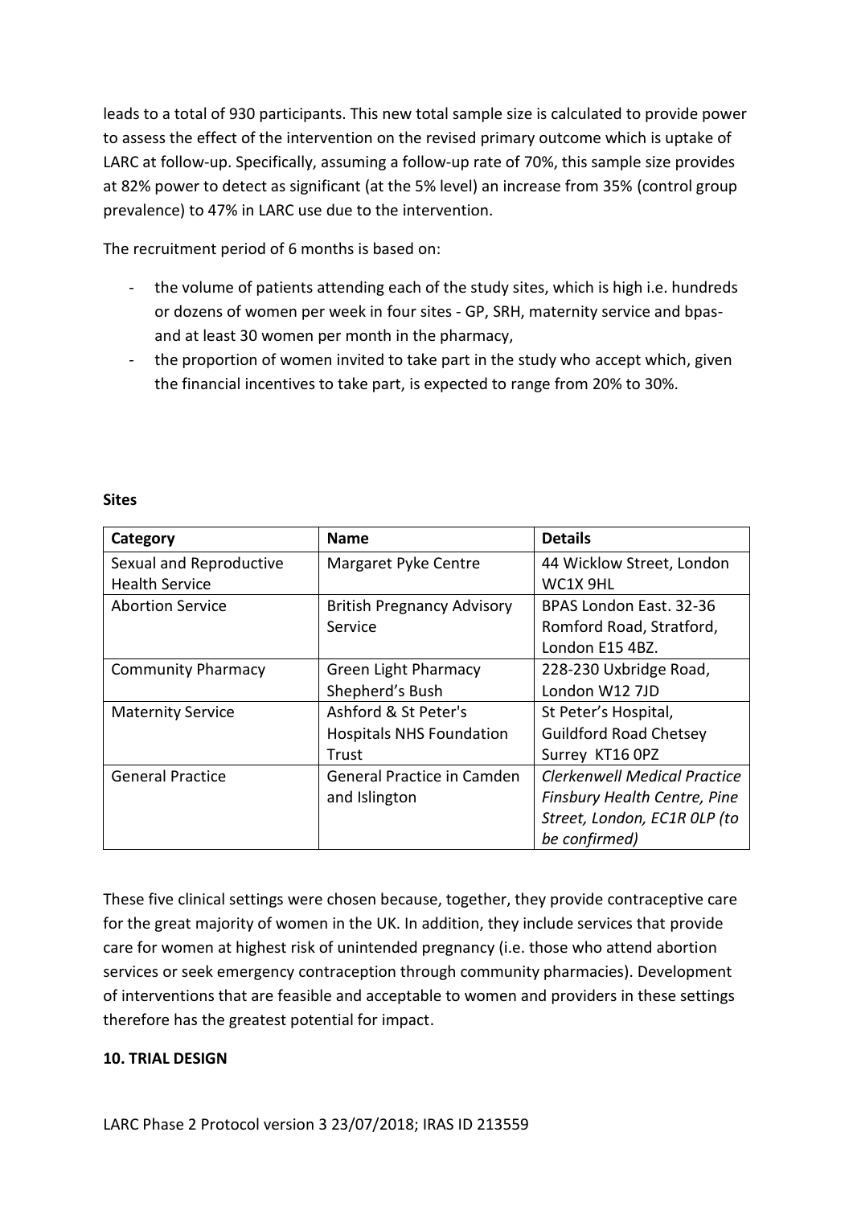leads to a total of 930 participants. This new total sample size is calculated to provide power to assess the effect of the intervention on the revised primary outcome which is uptake of LARC at follow-up. Specifically, assuming a follow-up rate of 70%, this sample size provides at 82% power to detect as significant (at the 5% level) an increase from 35% (control group prevalence) to 47% in LARC use due to the intervention.

The recruitment period of 6 months is based on:

- the volume of patients attending each of the study sites, which is high i.e. hundreds or dozens of women per week in four sites - GP, SRH, maternity service and bpas- and at least 30 women per month in the pharmacy,
- the proportion of women invited to take part in the study who accept which, given the financial incentives to take part, is expected to range from 20% to 30%.

**Sites**

| Category | Name | Details |
|---|---|---|
| Sexual and Reproductive Health Service | Margaret Pyke Centre | 44 Wicklow Street, London WC1X 9HL |
| Abortion Service | British Pregnancy Advisory Service | BPAS London East. 32-36 Romford Road, Stratford, London E15 4BZ. |
| Community Pharmacy | Green Light Pharmacy Shepherd's Bush | 228-230 Uxbridge Road, London W12 7JD |
| Maternity Service | Ashford & St Peter's Hospitals NHS Foundation Trust | St Peter's Hospital, Guildford Road Chetsey Surrey KT16 0PZ |
| General Practice | General Practice in Camden and Islington | *Clerkenwell Medical Practice Finsbury Health Centre, Pine Street, London, EC1R 0LP (to be confirmed)* |

These five clinical settings were chosen because, together, they provide contraceptive care for the great majority of women in the UK. In addition, they include services that provide care for women at highest risk of unintended pregnancy (i.e. those who attend abortion services or seek emergency contraception through community pharmacies). Development of interventions that are feasible and acceptable to women and providers in these settings therefore has the greatest potential for impact.

**10. TRIAL DESIGN**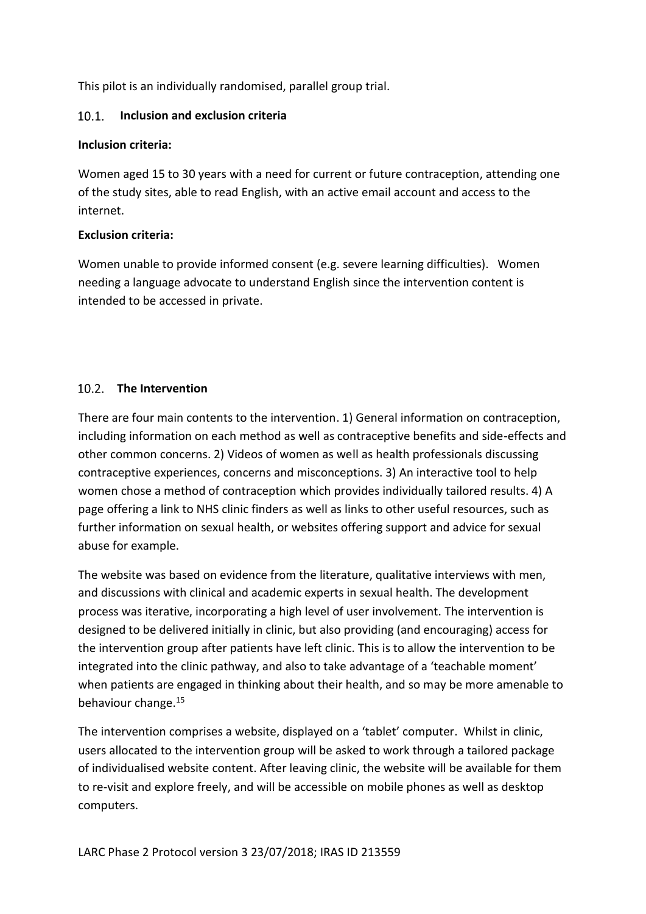This pilot is an individually randomised, parallel group trial.

## 10.1. Inclusion and exclusion criteria

**Inclusion criteria:**

Women aged 15 to 30 years with a need for current or future contraception, attending one of the study sites, able to read English, with an active email account and access to the internet.

**Exclusion criteria:**

Women unable to provide informed consent (e.g. severe learning difficulties). Women needing a language advocate to understand English since the intervention content is intended to be accessed in private.

## 10.2. The Intervention

There are four main contents to the intervention. 1) General information on contraception, including information on each method as well as contraceptive benefits and side-effects and other common concerns. 2) Videos of women as well as health professionals discussing contraceptive experiences, concerns and misconceptions. 3) An interactive tool to help women chose a method of contraception which provides individually tailored results. 4) A page offering a link to NHS clinic finders as well as links to other useful resources, such as further information on sexual health, or websites offering support and advice for sexual abuse for example.

The website was based on evidence from the literature, qualitative interviews with men, and discussions with clinical and academic experts in sexual health. The development process was iterative, incorporating a high level of user involvement. The intervention is designed to be delivered initially in clinic, but also providing (and encouraging) access for the intervention group after patients have left clinic. This is to allow the intervention to be integrated into the clinic pathway, and also to take advantage of a 'teachable moment' when patients are engaged in thinking about their health, and so may be more amenable to behaviour change.[15]

The intervention comprises a website, displayed on a 'tablet' computer. Whilst in clinic, users allocated to the intervention group will be asked to work through a tailored package of individualised website content. After leaving clinic, the website will be available for them to re-visit and explore freely, and will be accessible on mobile phones as well as desktop computers.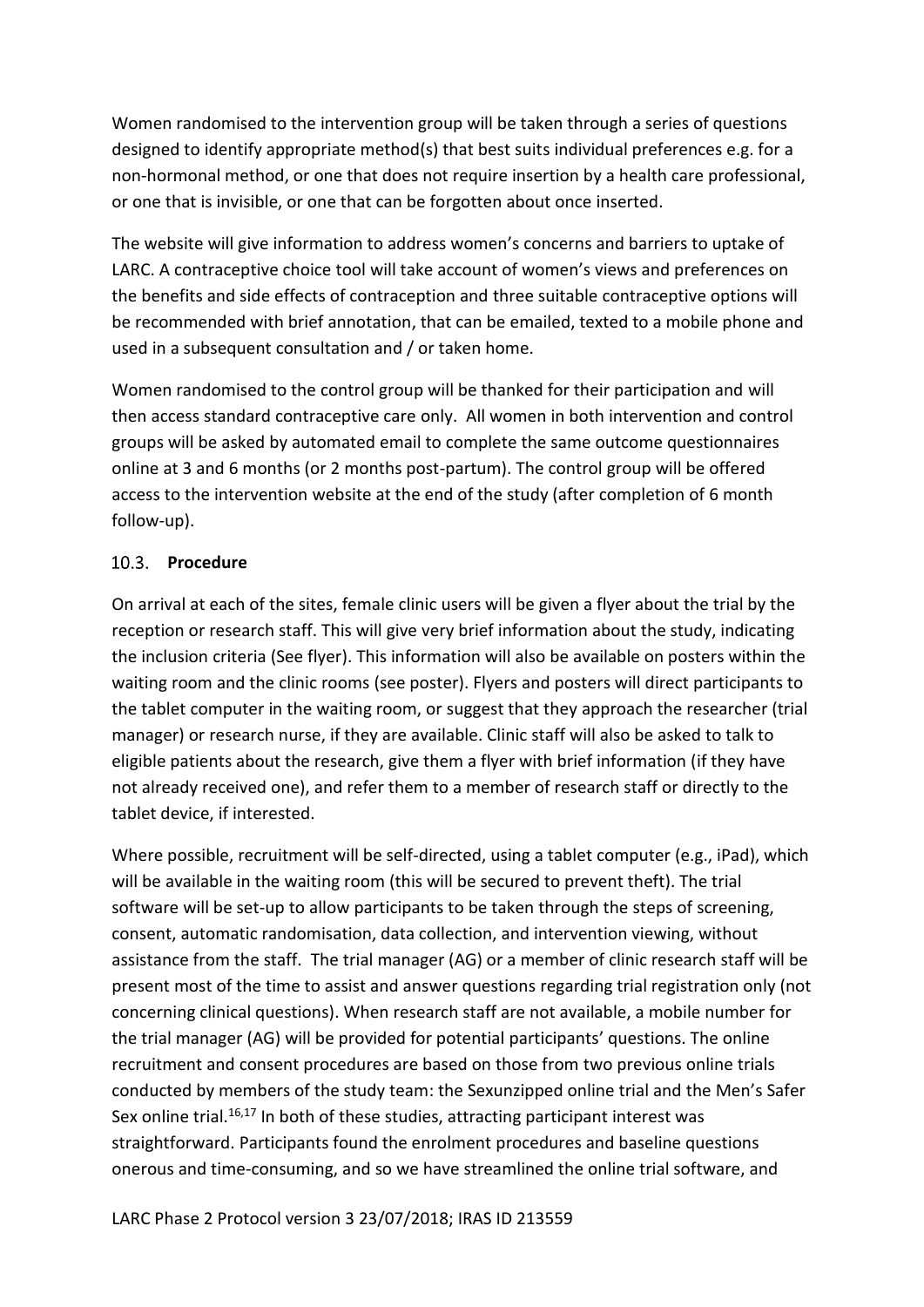Women randomised to the intervention group will be taken through a series of questions designed to identify appropriate method(s) that best suits individual preferences e.g. for a non-hormonal method, or one that does not require insertion by a health care professional, or one that is invisible, or one that can be forgotten about once inserted.

The website will give information to address women's concerns and barriers to uptake of LARC. A contraceptive choice tool will take account of women's views and preferences on the benefits and side effects of contraception and three suitable contraceptive options will be recommended with brief annotation, that can be emailed, texted to a mobile phone and used in a subsequent consultation and / or taken home.

Women randomised to the control group will be thanked for their participation and will then access standard contraceptive care only. All women in both intervention and control groups will be asked by automated email to complete the same outcome questionnaires online at 3 and 6 months (or 2 months post-partum). The control group will be offered access to the intervention website at the end of the study (after completion of 6 month follow-up).

### 10.3. Procedure

On arrival at each of the sites, female clinic users will be given a flyer about the trial by the reception or research staff. This will give very brief information about the study, indicating the inclusion criteria (See flyer). This information will also be available on posters within the waiting room and the clinic rooms (see poster). Flyers and posters will direct participants to the tablet computer in the waiting room, or suggest that they approach the researcher (trial manager) or research nurse, if they are available. Clinic staff will also be asked to talk to eligible patients about the research, give them a flyer with brief information (if they have not already received one), and refer them to a member of research staff or directly to the tablet device, if interested.

Where possible, recruitment will be self-directed, using a tablet computer (e.g., iPad), which will be available in the waiting room (this will be secured to prevent theft). The trial software will be set-up to allow participants to be taken through the steps of screening, consent, automatic randomisation, data collection, and intervention viewing, without assistance from the staff. The trial manager (AG) or a member of clinic research staff will be present most of the time to assist and answer questions regarding trial registration only (not concerning clinical questions). When research staff are not available, a mobile number for the trial manager (AG) will be provided for potential participants' questions. The online recruitment and consent procedures are based on those from two previous online trials conducted by members of the study team: the Sexunzipped online trial and the Men's Safer Sex online trial.[16,17] In both of these studies, attracting participant interest was straightforward. Participants found the enrolment procedures and baseline questions onerous and time-consuming, and so we have streamlined the online trial software, and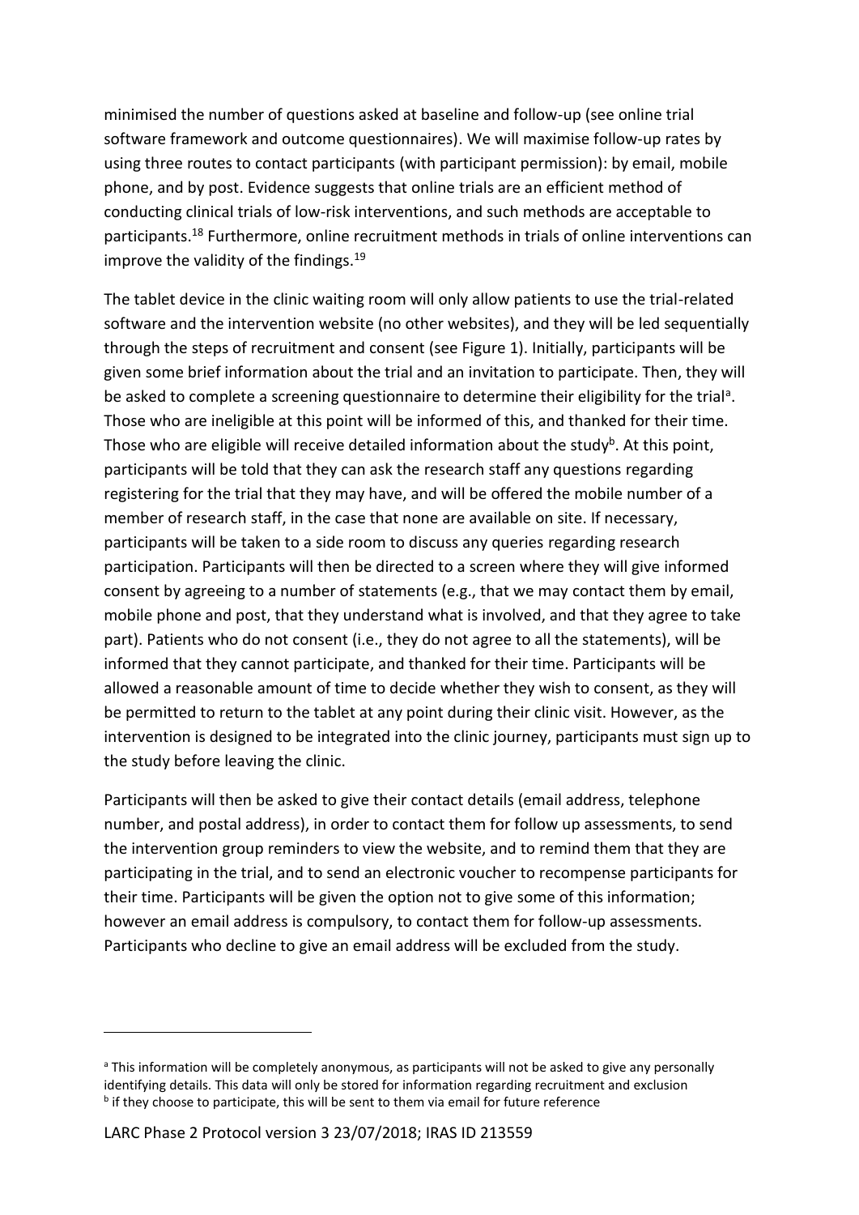minimised the number of questions asked at baseline and follow-up (see online trial software framework and outcome questionnaires). We will maximise follow-up rates by using three routes to contact participants (with participant permission): by email, mobile phone, and by post. Evidence suggests that online trials are an efficient method of conducting clinical trials of low-risk interventions, and such methods are acceptable to participants.[18] Furthermore, online recruitment methods in trials of online interventions can improve the validity of the findings.[19]

The tablet device in the clinic waiting room will only allow patients to use the trial-related software and the intervention website (no other websites), and they will be led sequentially through the steps of recruitment and consent (see Figure 1). Initially, participants will be given some brief information about the trial and an invitation to participate. Then, they will be asked to complete a screening questionnaire to determine their eligibility for the trial[a]. Those who are ineligible at this point will be informed of this, and thanked for their time. Those who are eligible will receive detailed information about the study[b]. At this point, participants will be told that they can ask the research staff any questions regarding registering for the trial that they may have, and will be offered the mobile number of a member of research staff, in the case that none are available on site. If necessary, participants will be taken to a side room to discuss any queries regarding research participation. Participants will then be directed to a screen where they will give informed consent by agreeing to a number of statements (e.g., that we may contact them by email, mobile phone and post, that they understand what is involved, and that they agree to take part). Patients who do not consent (i.e., they do not agree to all the statements), will be informed that they cannot participate, and thanked for their time. Participants will be allowed a reasonable amount of time to decide whether they wish to consent, as they will be permitted to return to the tablet at any point during their clinic visit. However, as the intervention is designed to be integrated into the clinic journey, participants must sign up to the study before leaving the clinic.

Participants will then be asked to give their contact details (email address, telephone number, and postal address), in order to contact them for follow up assessments, to send the intervention group reminders to view the website, and to remind them that they are participating in the trial, and to send an electronic voucher to recompense participants for their time. Participants will be given the option not to give some of this information; however an email address is compulsory, to contact them for follow-up assessments. Participants who decline to give an email address will be excluded from the study.

---

[a] This information will be completely anonymous, as participants will not be asked to give any personally identifying details. This data will only be stored for information regarding recruitment and exclusion

[b] if they choose to participate, this will be sent to them via email for future reference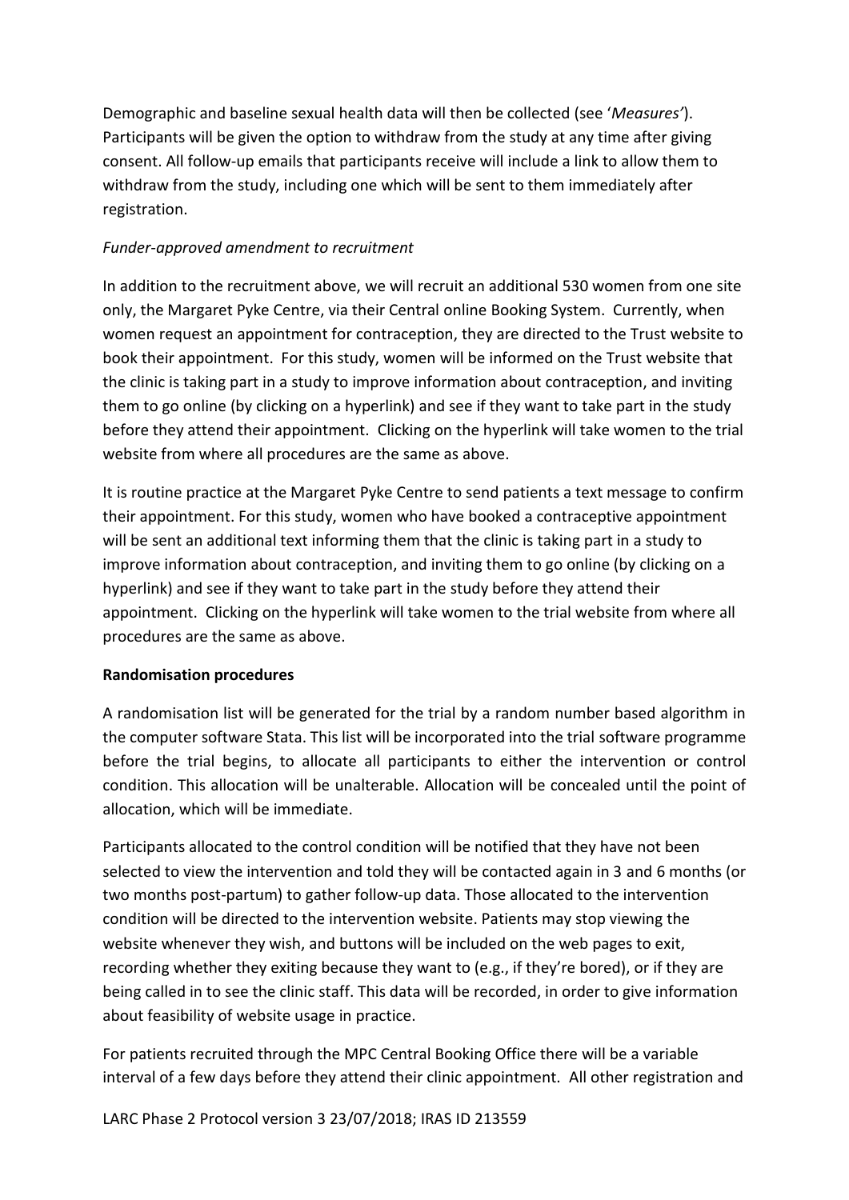Demographic and baseline sexual health data will then be collected (see '*Measures'*). Participants will be given the option to withdraw from the study at any time after giving consent. All follow-up emails that participants receive will include a link to allow them to withdraw from the study, including one which will be sent to them immediately after registration.

*Funder-approved amendment to recruitment*

In addition to the recruitment above, we will recruit an additional 530 women from one site only, the Margaret Pyke Centre, via their Central online Booking System. Currently, when women request an appointment for contraception, they are directed to the Trust website to book their appointment. For this study, women will be informed on the Trust website that the clinic is taking part in a study to improve information about contraception, and inviting them to go online (by clicking on a hyperlink) and see if they want to take part in the study before they attend their appointment. Clicking on the hyperlink will take women to the trial website from where all procedures are the same as above.

It is routine practice at the Margaret Pyke Centre to send patients a text message to confirm their appointment. For this study, women who have booked a contraceptive appointment will be sent an additional text informing them that the clinic is taking part in a study to improve information about contraception, and inviting them to go online (by clicking on a hyperlink) and see if they want to take part in the study before they attend their appointment. Clicking on the hyperlink will take women to the trial website from where all procedures are the same as above.

**Randomisation procedures**

A randomisation list will be generated for the trial by a random number based algorithm in the computer software Stata. This list will be incorporated into the trial software programme before the trial begins, to allocate all participants to either the intervention or control condition. This allocation will be unalterable. Allocation will be concealed until the point of allocation, which will be immediate.

Participants allocated to the control condition will be notified that they have not been selected to view the intervention and told they will be contacted again in 3 and 6 months (or two months post-partum) to gather follow-up data. Those allocated to the intervention condition will be directed to the intervention website. Patients may stop viewing the website whenever they wish, and buttons will be included on the web pages to exit, recording whether they exiting because they want to (e.g., if they're bored), or if they are being called in to see the clinic staff. This data will be recorded, in order to give information about feasibility of website usage in practice.

For patients recruited through the MPC Central Booking Office there will be a variable interval of a few days before they attend their clinic appointment. All other registration and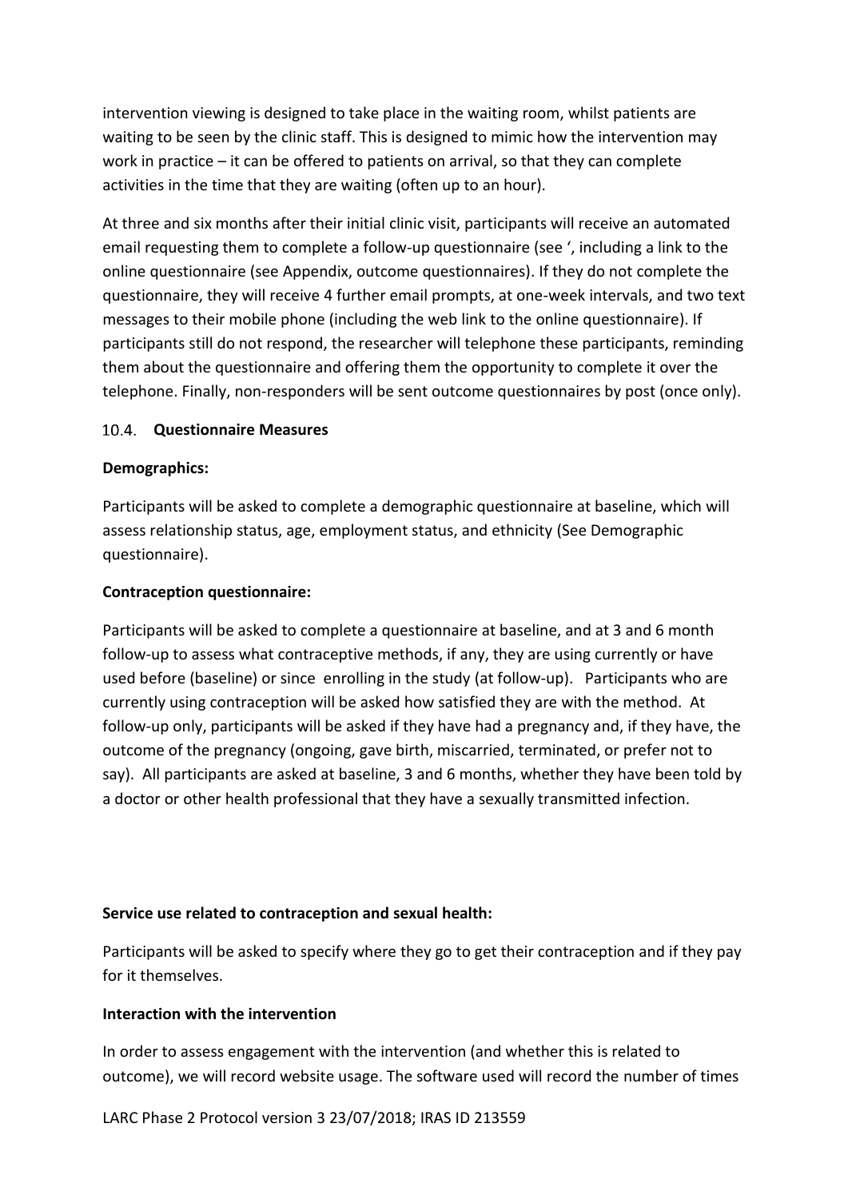intervention viewing is designed to take place in the waiting room, whilst patients are waiting to be seen by the clinic staff. This is designed to mimic how the intervention may work in practice – it can be offered to patients on arrival, so that they can complete activities in the time that they are waiting (often up to an hour).

At three and six months after their initial clinic visit, participants will receive an automated email requesting them to complete a follow-up questionnaire (see ', including a link to the online questionnaire (see Appendix, outcome questionnaires). If they do not complete the questionnaire, they will receive 4 further email prompts, at one-week intervals, and two text messages to their mobile phone (including the web link to the online questionnaire). If participants still do not respond, the researcher will telephone these participants, reminding them about the questionnaire and offering them the opportunity to complete it over the telephone. Finally, non-responders will be sent outcome questionnaires by post (once only).

### 10.4. Questionnaire Measures

**Demographics:**

Participants will be asked to complete a demographic questionnaire at baseline, which will assess relationship status, age, employment status, and ethnicity (See Demographic questionnaire).

**Contraception questionnaire:**

Participants will be asked to complete a questionnaire at baseline, and at 3 and 6 month follow-up to assess what contraceptive methods, if any, they are using currently or have used before (baseline) or since enrolling in the study (at follow-up). Participants who are currently using contraception will be asked how satisfied they are with the method. At follow-up only, participants will be asked if they have had a pregnancy and, if they have, the outcome of the pregnancy (ongoing, gave birth, miscarried, terminated, or prefer not to say). All participants are asked at baseline, 3 and 6 months, whether they have been told by a doctor or other health professional that they have a sexually transmitted infection.

**Service use related to contraception and sexual health:**

Participants will be asked to specify where they go to get their contraception and if they pay for it themselves.

**Interaction with the intervention**

In order to assess engagement with the intervention (and whether this is related to outcome), we will record website usage. The software used will record the number of times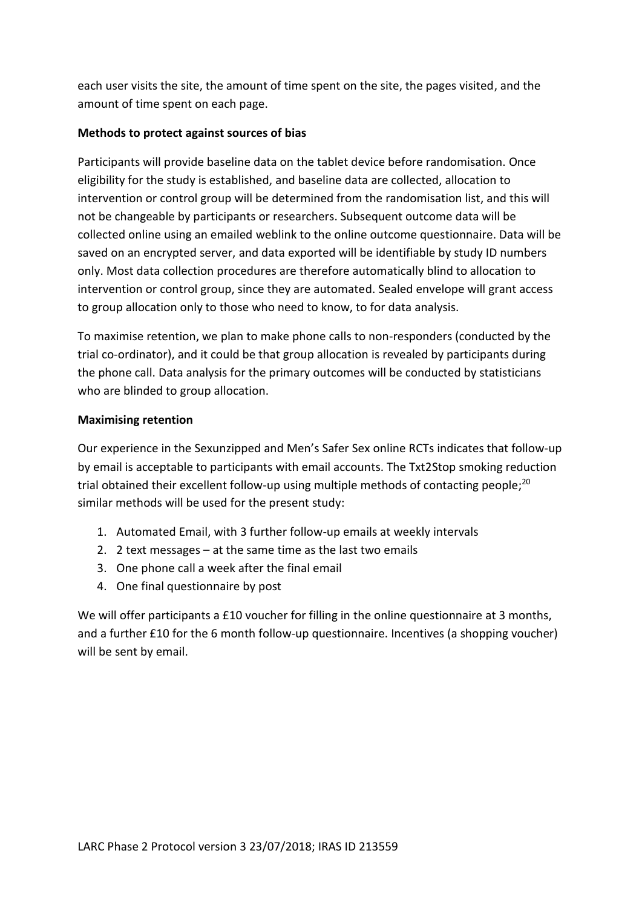each user visits the site, the amount of time spent on the site, the pages visited, and the amount of time spent on each page.

**Methods to protect against sources of bias**

Participants will provide baseline data on the tablet device before randomisation. Once eligibility for the study is established, and baseline data are collected, allocation to intervention or control group will be determined from the randomisation list, and this will not be changeable by participants or researchers. Subsequent outcome data will be collected online using an emailed weblink to the online outcome questionnaire. Data will be saved on an encrypted server, and data exported will be identifiable by study ID numbers only. Most data collection procedures are therefore automatically blind to allocation to intervention or control group, since they are automated. Sealed envelope will grant access to group allocation only to those who need to know, to for data analysis.

To maximise retention, we plan to make phone calls to non-responders (conducted by the trial co-ordinator), and it could be that group allocation is revealed by participants during the phone call. Data analysis for the primary outcomes will be conducted by statisticians who are blinded to group allocation.

**Maximising retention**

Our experience in the Sexunzipped and Men's Safer Sex online RCTs indicates that follow-up by email is acceptable to participants with email accounts. The Txt2Stop smoking reduction trial obtained their excellent follow-up using multiple methods of contacting people;[20] similar methods will be used for the present study:

1. Automated Email, with 3 further follow-up emails at weekly intervals
2. 2 text messages – at the same time as the last two emails
3. One phone call a week after the final email
4. One final questionnaire by post

We will offer participants a £10 voucher for filling in the online questionnaire at 3 months, and a further £10 for the 6 month follow-up questionnaire. Incentives (a shopping voucher) will be sent by email.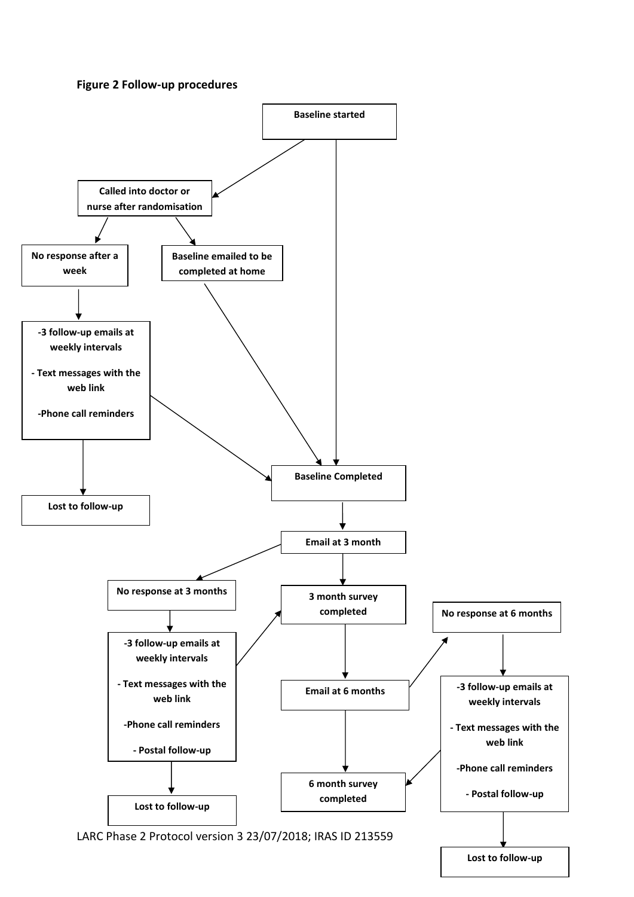**Figure 2 Follow-up procedures**

- Baseline started
  - → Called into doctor or nurse after randomisation
    - → No response after a week
      - → -3 follow-up emails at weekly intervals; - Text messages with the web link; -Phone call reminders
        - → Baseline Completed
        - → Lost to follow-up
    - → Baseline emailed to be completed at home
      - → Baseline Completed
  - → Baseline Completed

- Baseline Completed
  - → Email at 3 month
    - → No response at 3 months
      - → -3 follow-up emails at weekly intervals; - Text messages with the web link; -Phone call reminders; - Postal follow-up
        - → 3 month survey completed
        - → Lost to follow-up
    - → 3 month survey completed

- 3 month survey completed
  - → Email at 6 months
    - → No response at 6 months
      - → -3 follow-up emails at weekly intervals; - Text messages with the web link; -Phone call reminders; - Postal follow-up
        - → 6 month survey completed
        - → Lost to follow-up
    - → 6 month survey completed

LARC Phase 2 Protocol version 3 23/07/2018; IRAS ID 213559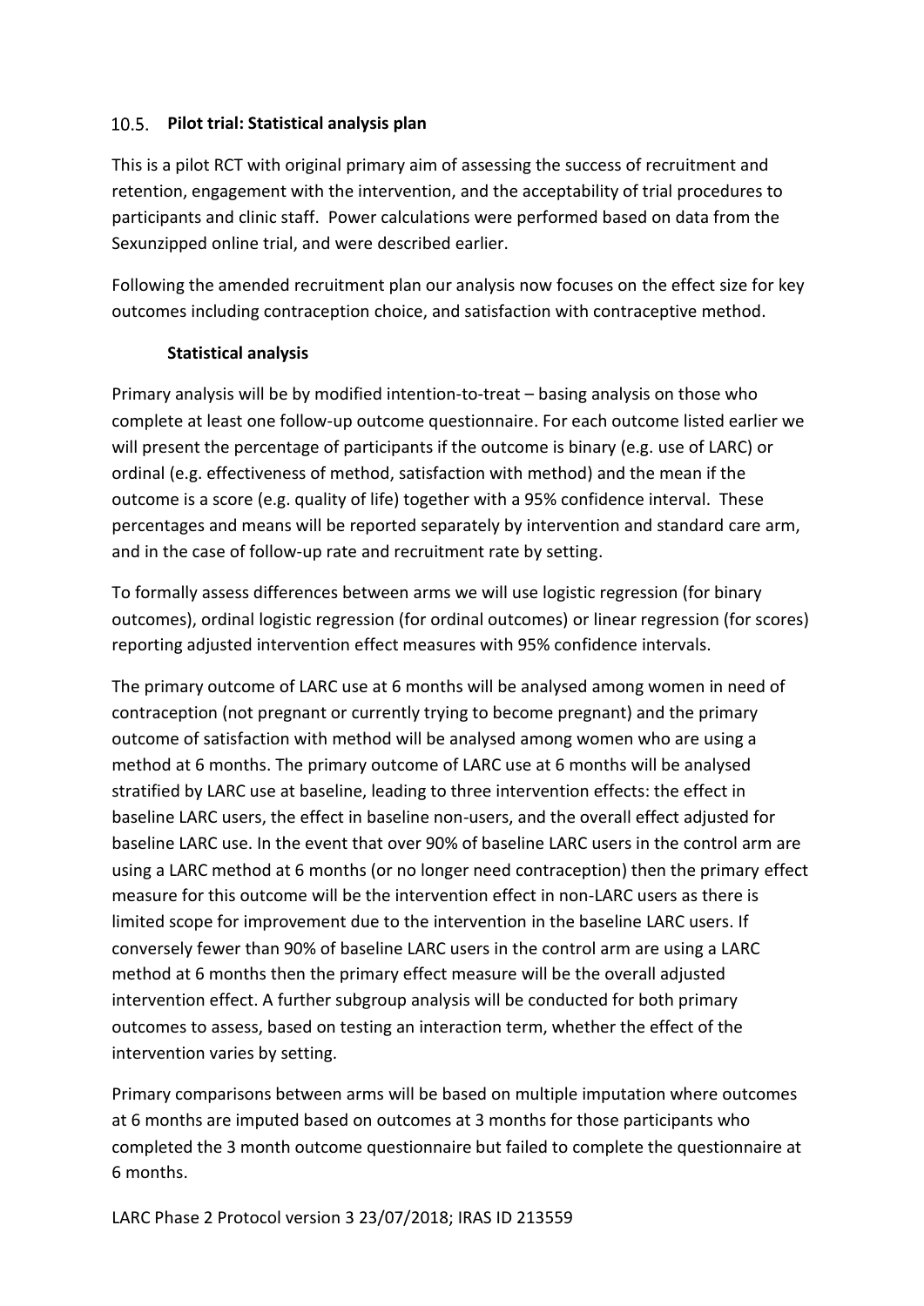## 10.5. Pilot trial: Statistical analysis plan

This is a pilot RCT with original primary aim of assessing the success of recruitment and retention, engagement with the intervention, and the acceptability of trial procedures to participants and clinic staff. Power calculations were performed based on data from the Sexunzipped online trial, and were described earlier.

Following the amended recruitment plan our analysis now focuses on the effect size for key outcomes including contraception choice, and satisfaction with contraceptive method.

### Statistical analysis

Primary analysis will be by modified intention-to-treat – basing analysis on those who complete at least one follow-up outcome questionnaire. For each outcome listed earlier we will present the percentage of participants if the outcome is binary (e.g. use of LARC) or ordinal (e.g. effectiveness of method, satisfaction with method) and the mean if the outcome is a score (e.g. quality of life) together with a 95% confidence interval. These percentages and means will be reported separately by intervention and standard care arm, and in the case of follow-up rate and recruitment rate by setting.

To formally assess differences between arms we will use logistic regression (for binary outcomes), ordinal logistic regression (for ordinal outcomes) or linear regression (for scores) reporting adjusted intervention effect measures with 95% confidence intervals.

The primary outcome of LARC use at 6 months will be analysed among women in need of contraception (not pregnant or currently trying to become pregnant) and the primary outcome of satisfaction with method will be analysed among women who are using a method at 6 months. The primary outcome of LARC use at 6 months will be analysed stratified by LARC use at baseline, leading to three intervention effects: the effect in baseline LARC users, the effect in baseline non-users, and the overall effect adjusted for baseline LARC use. In the event that over 90% of baseline LARC users in the control arm are using a LARC method at 6 months (or no longer need contraception) then the primary effect measure for this outcome will be the intervention effect in non-LARC users as there is limited scope for improvement due to the intervention in the baseline LARC users. If conversely fewer than 90% of baseline LARC users in the control arm are using a LARC method at 6 months then the primary effect measure will be the overall adjusted intervention effect. A further subgroup analysis will be conducted for both primary outcomes to assess, based on testing an interaction term, whether the effect of the intervention varies by setting.

Primary comparisons between arms will be based on multiple imputation where outcomes at 6 months are imputed based on outcomes at 3 months for those participants who completed the 3 month outcome questionnaire but failed to complete the questionnaire at 6 months.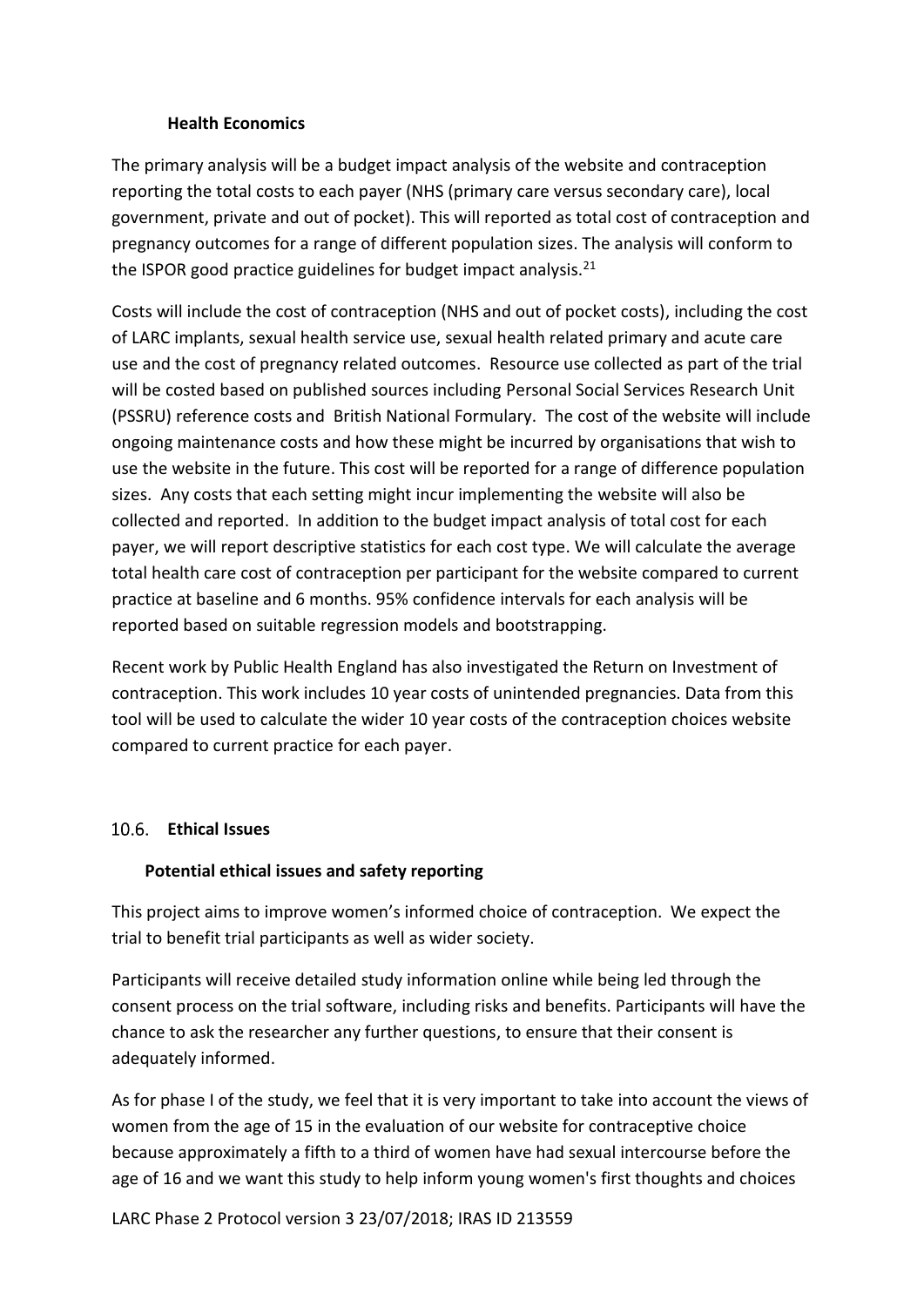#### Health Economics

The primary analysis will be a budget impact analysis of the website and contraception reporting the total costs to each payer (NHS (primary care versus secondary care), local government, private and out of pocket). This will reported as total cost of contraception and pregnancy outcomes for a range of different population sizes. The analysis will conform to the ISPOR good practice guidelines for budget impact analysis.[21]

Costs will include the cost of contraception (NHS and out of pocket costs), including the cost of LARC implants, sexual health service use, sexual health related primary and acute care use and the cost of pregnancy related outcomes. Resource use collected as part of the trial will be costed based on published sources including Personal Social Services Research Unit (PSSRU) reference costs and British National Formulary. The cost of the website will include ongoing maintenance costs and how these might be incurred by organisations that wish to use the website in the future. This cost will be reported for a range of difference population sizes. Any costs that each setting might incur implementing the website will also be collected and reported. In addition to the budget impact analysis of total cost for each payer, we will report descriptive statistics for each cost type. We will calculate the average total health care cost of contraception per participant for the website compared to current practice at baseline and 6 months. 95% confidence intervals for each analysis will be reported based on suitable regression models and bootstrapping.

Recent work by Public Health England has also investigated the Return on Investment of contraception. This work includes 10 year costs of unintended pregnancies. Data from this tool will be used to calculate the wider 10 year costs of the contraception choices website compared to current practice for each payer.

### 10.6. Ethical Issues

#### Potential ethical issues and safety reporting

This project aims to improve women's informed choice of contraception. We expect the trial to benefit trial participants as well as wider society.

Participants will receive detailed study information online while being led through the consent process on the trial software, including risks and benefits. Participants will have the chance to ask the researcher any further questions, to ensure that their consent is adequately informed.

As for phase I of the study, we feel that it is very important to take into account the views of women from the age of 15 in the evaluation of our website for contraceptive choice because approximately a fifth to a third of women have had sexual intercourse before the age of 16 and we want this study to help inform young women's first thoughts and choices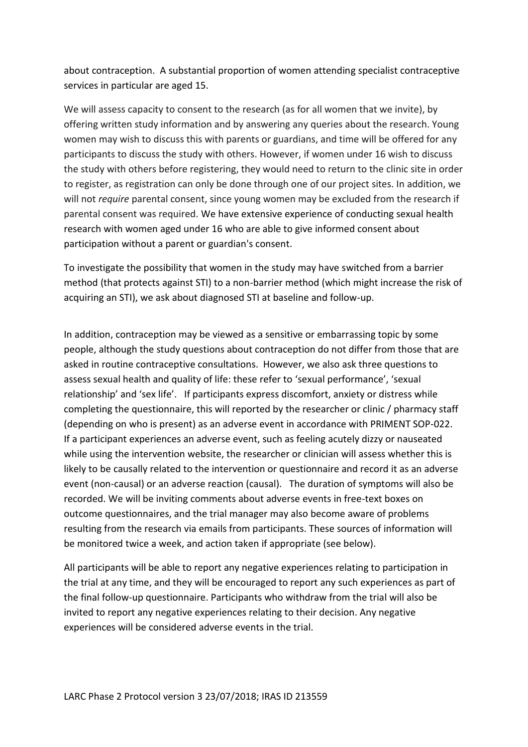about contraception. A substantial proportion of women attending specialist contraceptive services in particular are aged 15.

We will assess capacity to consent to the research (as for all women that we invite), by offering written study information and by answering any queries about the research. Young women may wish to discuss this with parents or guardians, and time will be offered for any participants to discuss the study with others. However, if women under 16 wish to discuss the study with others before registering, they would need to return to the clinic site in order to register, as registration can only be done through one of our project sites. In addition, we will not *require* parental consent, since young women may be excluded from the research if parental consent was required. We have extensive experience of conducting sexual health research with women aged under 16 who are able to give informed consent about participation without a parent or guardian's consent.

To investigate the possibility that women in the study may have switched from a barrier method (that protects against STI) to a non-barrier method (which might increase the risk of acquiring an STI), we ask about diagnosed STI at baseline and follow-up.

In addition, contraception may be viewed as a sensitive or embarrassing topic by some people, although the study questions about contraception do not differ from those that are asked in routine contraceptive consultations. However, we also ask three questions to assess sexual health and quality of life: these refer to 'sexual performance', 'sexual relationship' and 'sex life'. If participants express discomfort, anxiety or distress while completing the questionnaire, this will reported by the researcher or clinic / pharmacy staff (depending on who is present) as an adverse event in accordance with PRIMENT SOP-022. If a participant experiences an adverse event, such as feeling acutely dizzy or nauseated while using the intervention website, the researcher or clinician will assess whether this is likely to be causally related to the intervention or questionnaire and record it as an adverse event (non-causal) or an adverse reaction (causal). The duration of symptoms will also be recorded. We will be inviting comments about adverse events in free-text boxes on outcome questionnaires, and the trial manager may also become aware of problems resulting from the research via emails from participants. These sources of information will be monitored twice a week, and action taken if appropriate (see below).

All participants will be able to report any negative experiences relating to participation in the trial at any time, and they will be encouraged to report any such experiences as part of the final follow-up questionnaire. Participants who withdraw from the trial will also be invited to report any negative experiences relating to their decision. Any negative experiences will be considered adverse events in the trial.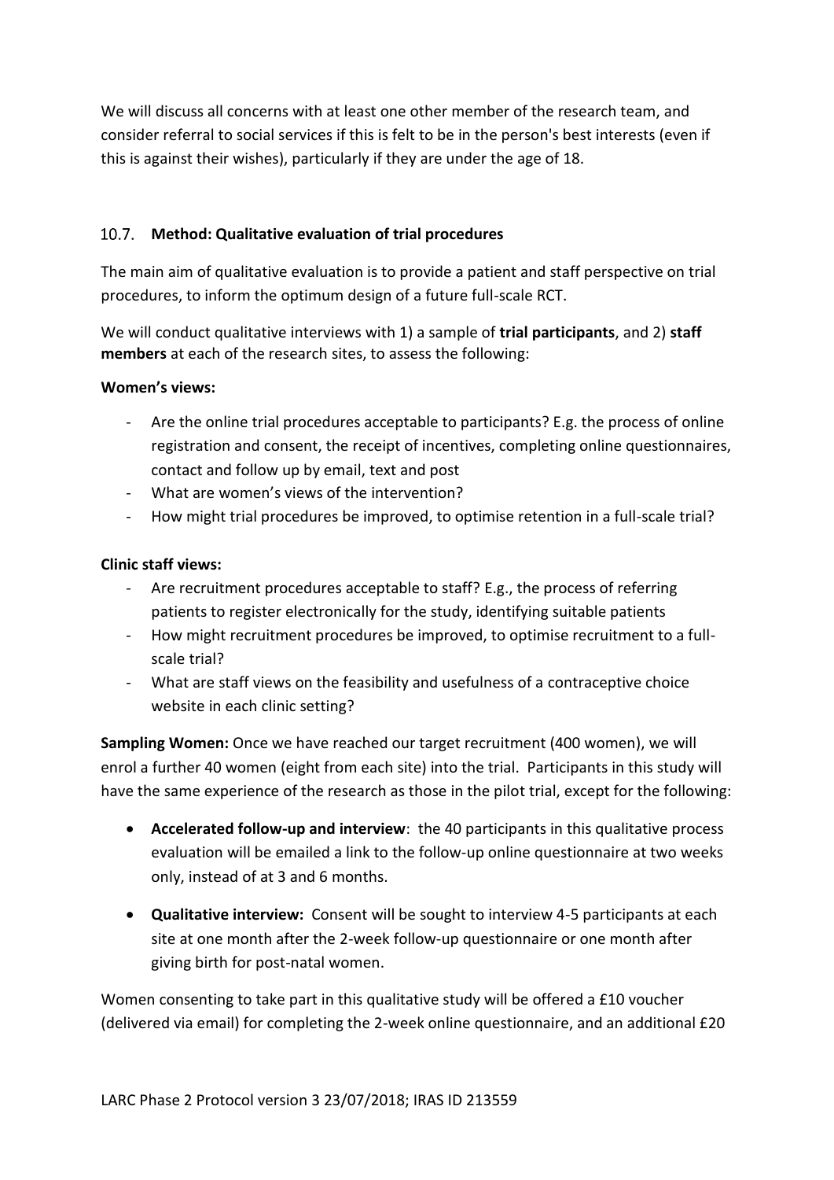We will discuss all concerns with at least one other member of the research team, and consider referral to social services if this is felt to be in the person's best interests (even if this is against their wishes), particularly if they are under the age of 18.

### 10.7. Method: Qualitative evaluation of trial procedures

The main aim of qualitative evaluation is to provide a patient and staff perspective on trial procedures, to inform the optimum design of a future full-scale RCT.

We will conduct qualitative interviews with 1) a sample of **trial participants**, and 2) **staff members** at each of the research sites, to assess the following:

**Women's views:**

- Are the online trial procedures acceptable to participants? E.g. the process of online registration and consent, the receipt of incentives, completing online questionnaires, contact and follow up by email, text and post
- What are women's views of the intervention?
- How might trial procedures be improved, to optimise retention in a full-scale trial?

**Clinic staff views:**

- Are recruitment procedures acceptable to staff? E.g., the process of referring patients to register electronically for the study, identifying suitable patients
- How might recruitment procedures be improved, to optimise recruitment to a full-scale trial?
- What are staff views on the feasibility and usefulness of a contraceptive choice website in each clinic setting?

**Sampling Women:** Once we have reached our target recruitment (400 women), we will enrol a further 40 women (eight from each site) into the trial. Participants in this study will have the same experience of the research as those in the pilot trial, except for the following:

- **Accelerated follow-up and interview**: the 40 participants in this qualitative process evaluation will be emailed a link to the follow-up online questionnaire at two weeks only, instead of at 3 and 6 months.
- **Qualitative interview:** Consent will be sought to interview 4-5 participants at each site at one month after the 2-week follow-up questionnaire or one month after giving birth for post-natal women.

Women consenting to take part in this qualitative study will be offered a £10 voucher (delivered via email) for completing the 2-week online questionnaire, and an additional £20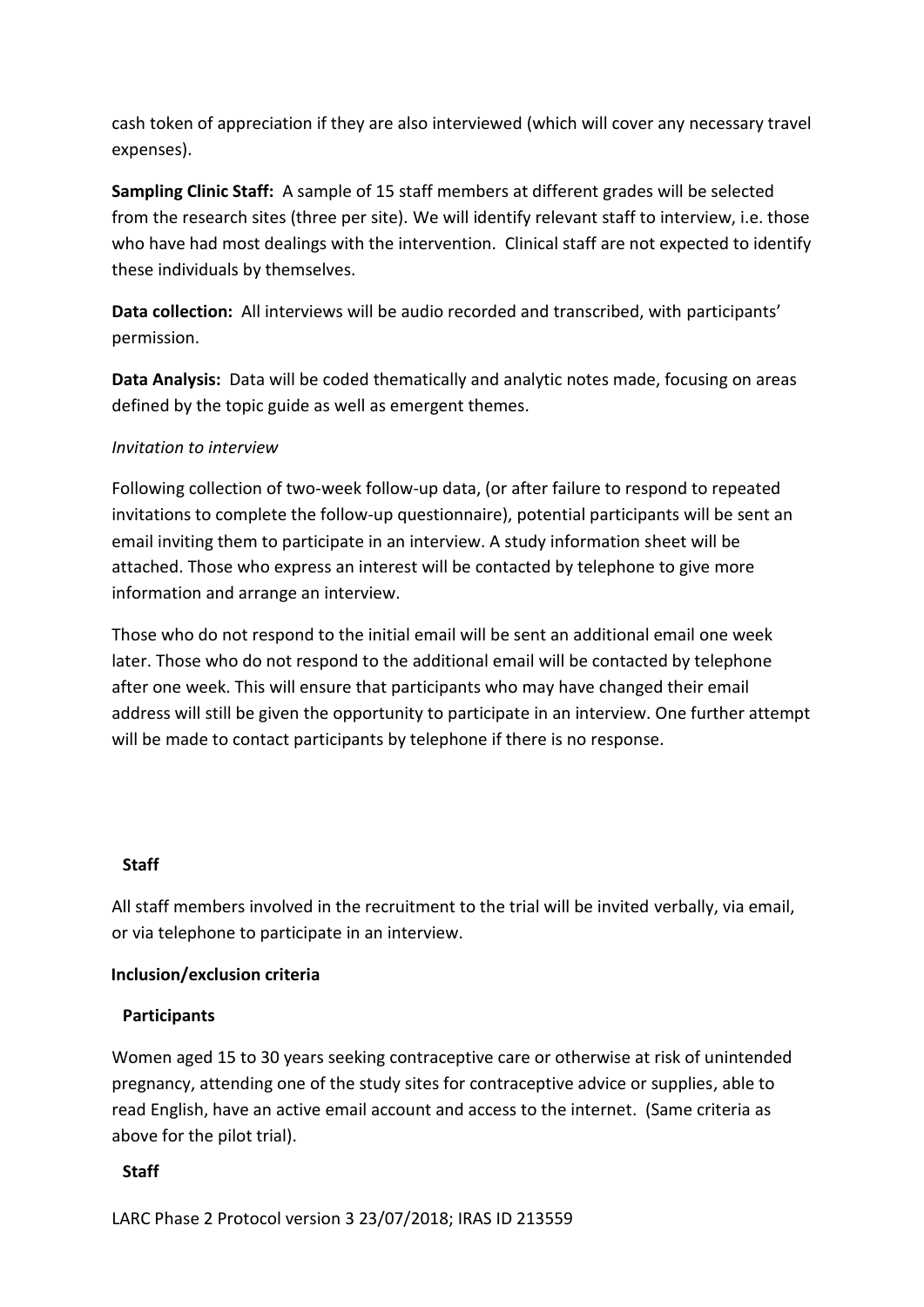cash token of appreciation if they are also interviewed (which will cover any necessary travel expenses).

**Sampling Clinic Staff:** A sample of 15 staff members at different grades will be selected from the research sites (three per site). We will identify relevant staff to interview, i.e. those who have had most dealings with the intervention. Clinical staff are not expected to identify these individuals by themselves.

**Data collection:** All interviews will be audio recorded and transcribed, with participants' permission.

**Data Analysis:** Data will be coded thematically and analytic notes made, focusing on areas defined by the topic guide as well as emergent themes.

*Invitation to interview*

Following collection of two-week follow-up data, (or after failure to respond to repeated invitations to complete the follow-up questionnaire), potential participants will be sent an email inviting them to participate in an interview. A study information sheet will be attached. Those who express an interest will be contacted by telephone to give more information and arrange an interview.

Those who do not respond to the initial email will be sent an additional email one week later. Those who do not respond to the additional email will be contacted by telephone after one week. This will ensure that participants who may have changed their email address will still be given the opportunity to participate in an interview. One further attempt will be made to contact participants by telephone if there is no response.

**Staff**

All staff members involved in the recruitment to the trial will be invited verbally, via email, or via telephone to participate in an interview.

**Inclusion/exclusion criteria**

**Participants**

Women aged 15 to 30 years seeking contraceptive care or otherwise at risk of unintended pregnancy, attending one of the study sites for contraceptive advice or supplies, able to read English, have an active email account and access to the internet. (Same criteria as above for the pilot trial).

**Staff**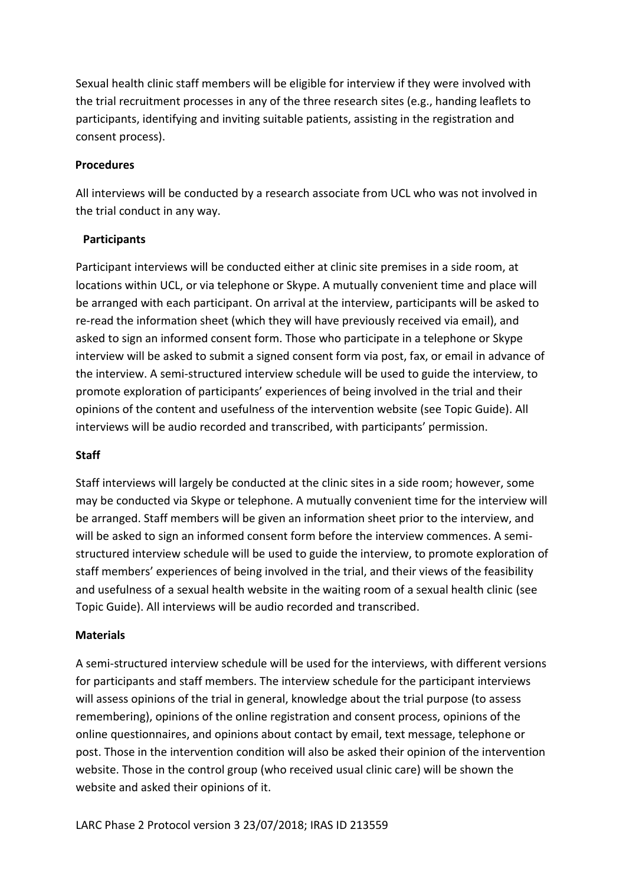Sexual health clinic staff members will be eligible for interview if they were involved with the trial recruitment processes in any of the three research sites (e.g., handing leaflets to participants, identifying and inviting suitable patients, assisting in the registration and consent process).

**Procedures**

All interviews will be conducted by a research associate from UCL who was not involved in the trial conduct in any way.

**Participants**

Participant interviews will be conducted either at clinic site premises in a side room, at locations within UCL, or via telephone or Skype. A mutually convenient time and place will be arranged with each participant. On arrival at the interview, participants will be asked to re-read the information sheet (which they will have previously received via email), and asked to sign an informed consent form. Those who participate in a telephone or Skype interview will be asked to submit a signed consent form via post, fax, or email in advance of the interview. A semi-structured interview schedule will be used to guide the interview, to promote exploration of participants' experiences of being involved in the trial and their opinions of the content and usefulness of the intervention website (see Topic Guide). All interviews will be audio recorded and transcribed, with participants' permission.

**Staff**

Staff interviews will largely be conducted at the clinic sites in a side room; however, some may be conducted via Skype or telephone. A mutually convenient time for the interview will be arranged. Staff members will be given an information sheet prior to the interview, and will be asked to sign an informed consent form before the interview commences. A semi-structured interview schedule will be used to guide the interview, to promote exploration of staff members' experiences of being involved in the trial, and their views of the feasibility and usefulness of a sexual health website in the waiting room of a sexual health clinic (see Topic Guide). All interviews will be audio recorded and transcribed.

**Materials**

A semi-structured interview schedule will be used for the interviews, with different versions for participants and staff members. The interview schedule for the participant interviews will assess opinions of the trial in general, knowledge about the trial purpose (to assess remembering), opinions of the online registration and consent process, opinions of the online questionnaires, and opinions about contact by email, text message, telephone or post. Those in the intervention condition will also be asked their opinion of the intervention website. Those in the control group (who received usual clinic care) will be shown the website and asked their opinions of it.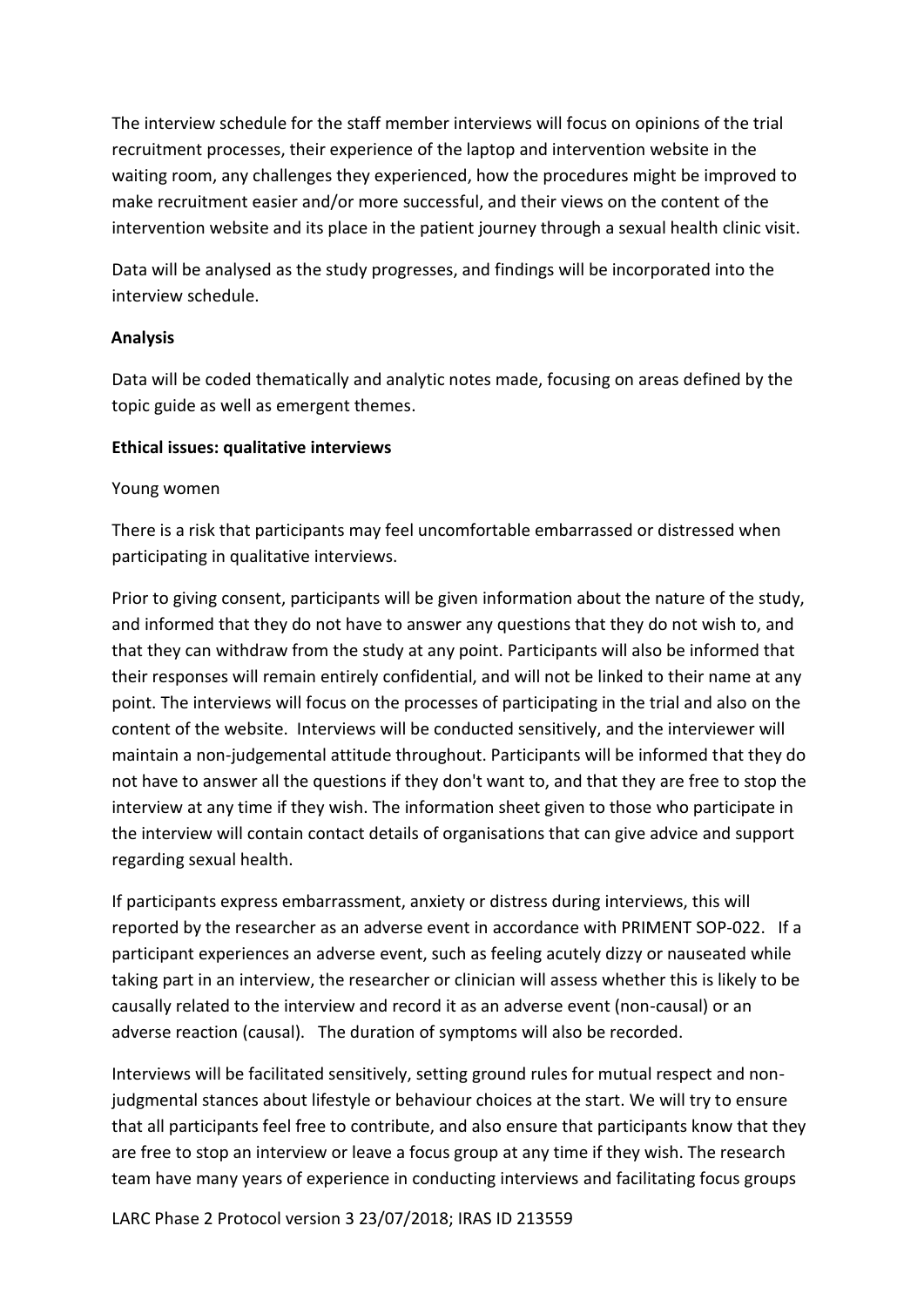The interview schedule for the staff member interviews will focus on opinions of the trial recruitment processes, their experience of the laptop and intervention website in the waiting room, any challenges they experienced, how the procedures might be improved to make recruitment easier and/or more successful, and their views on the content of the intervention website and its place in the patient journey through a sexual health clinic visit.

Data will be analysed as the study progresses, and findings will be incorporated into the interview schedule.

**Analysis**

Data will be coded thematically and analytic notes made, focusing on areas defined by the topic guide as well as emergent themes.

**Ethical issues: qualitative interviews**

Young women

There is a risk that participants may feel uncomfortable embarrassed or distressed when participating in qualitative interviews.

Prior to giving consent, participants will be given information about the nature of the study, and informed that they do not have to answer any questions that they do not wish to, and that they can withdraw from the study at any point. Participants will also be informed that their responses will remain entirely confidential, and will not be linked to their name at any point. The interviews will focus on the processes of participating in the trial and also on the content of the website. Interviews will be conducted sensitively, and the interviewer will maintain a non-judgemental attitude throughout. Participants will be informed that they do not have to answer all the questions if they don't want to, and that they are free to stop the interview at any time if they wish. The information sheet given to those who participate in the interview will contain contact details of organisations that can give advice and support regarding sexual health.

If participants express embarrassment, anxiety or distress during interviews, this will reported by the researcher as an adverse event in accordance with PRIMENT SOP-022. If a participant experiences an adverse event, such as feeling acutely dizzy or nauseated while taking part in an interview, the researcher or clinician will assess whether this is likely to be causally related to the interview and record it as an adverse event (non-causal) or an adverse reaction (causal). The duration of symptoms will also be recorded.

Interviews will be facilitated sensitively, setting ground rules for mutual respect and non-judgmental stances about lifestyle or behaviour choices at the start. We will try to ensure that all participants feel free to contribute, and also ensure that participants know that they are free to stop an interview or leave a focus group at any time if they wish. The research team have many years of experience in conducting interviews and facilitating focus groups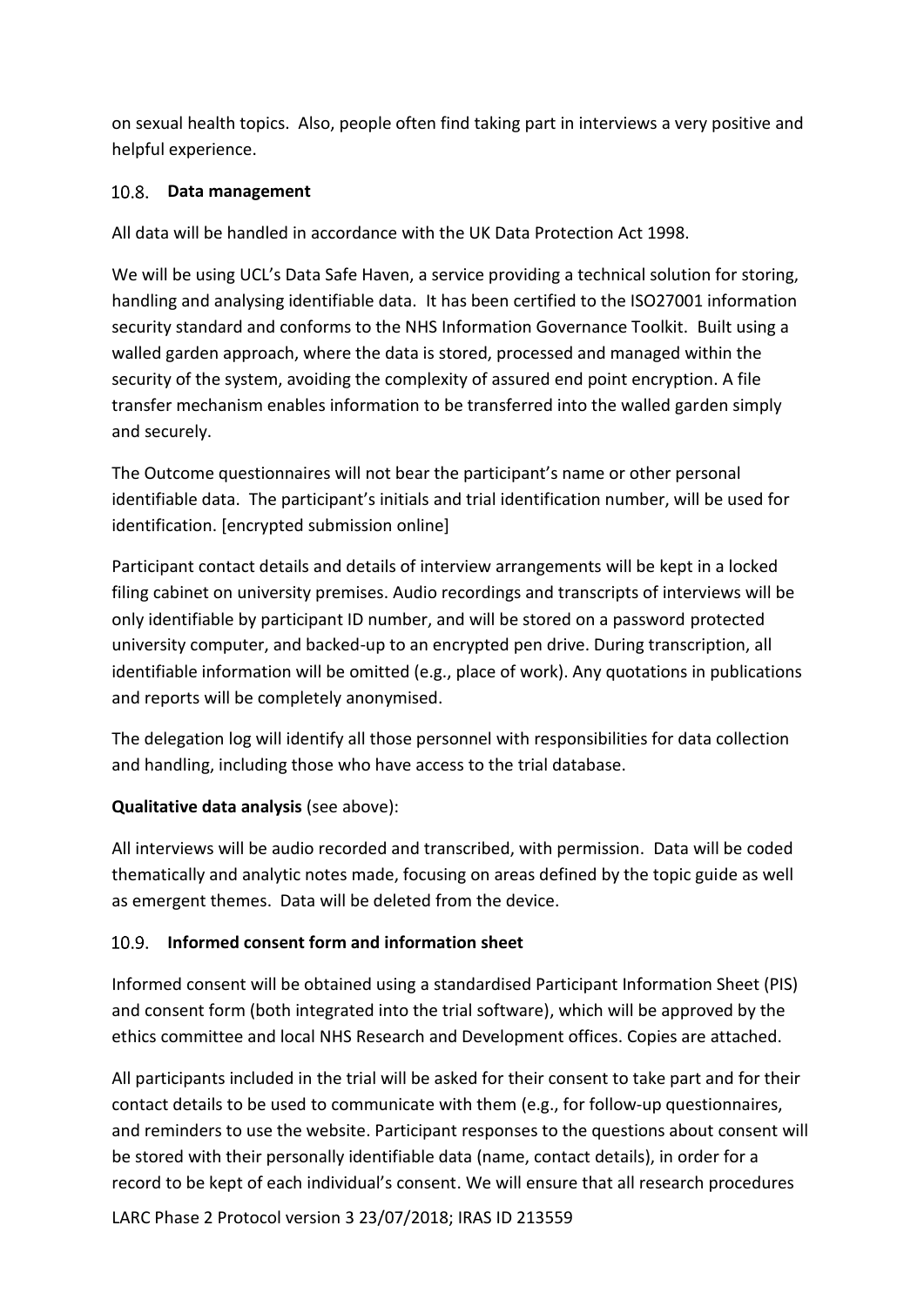on sexual health topics. Also, people often find taking part in interviews a very positive and helpful experience.

## 10.8. Data management

All data will be handled in accordance with the UK Data Protection Act 1998.

We will be using UCL's Data Safe Haven, a service providing a technical solution for storing, handling and analysing identifiable data. It has been certified to the ISO27001 information security standard and conforms to the NHS Information Governance Toolkit. Built using a walled garden approach, where the data is stored, processed and managed within the security of the system, avoiding the complexity of assured end point encryption. A file transfer mechanism enables information to be transferred into the walled garden simply and securely.

The Outcome questionnaires will not bear the participant's name or other personal identifiable data. The participant's initials and trial identification number, will be used for identification. [encrypted submission online]

Participant contact details and details of interview arrangements will be kept in a locked filing cabinet on university premises. Audio recordings and transcripts of interviews will be only identifiable by participant ID number, and will be stored on a password protected university computer, and backed-up to an encrypted pen drive. During transcription, all identifiable information will be omitted (e.g., place of work). Any quotations in publications and reports will be completely anonymised.

The delegation log will identify all those personnel with responsibilities for data collection and handling, including those who have access to the trial database.

**Qualitative data analysis** (see above):

All interviews will be audio recorded and transcribed, with permission. Data will be coded thematically and analytic notes made, focusing on areas defined by the topic guide as well as emergent themes. Data will be deleted from the device.

## 10.9. Informed consent form and information sheet

Informed consent will be obtained using a standardised Participant Information Sheet (PIS) and consent form (both integrated into the trial software), which will be approved by the ethics committee and local NHS Research and Development offices. Copies are attached.

All participants included in the trial will be asked for their consent to take part and for their contact details to be used to communicate with them (e.g., for follow-up questionnaires, and reminders to use the website. Participant responses to the questions about consent will be stored with their personally identifiable data (name, contact details), in order for a record to be kept of each individual's consent. We will ensure that all research procedures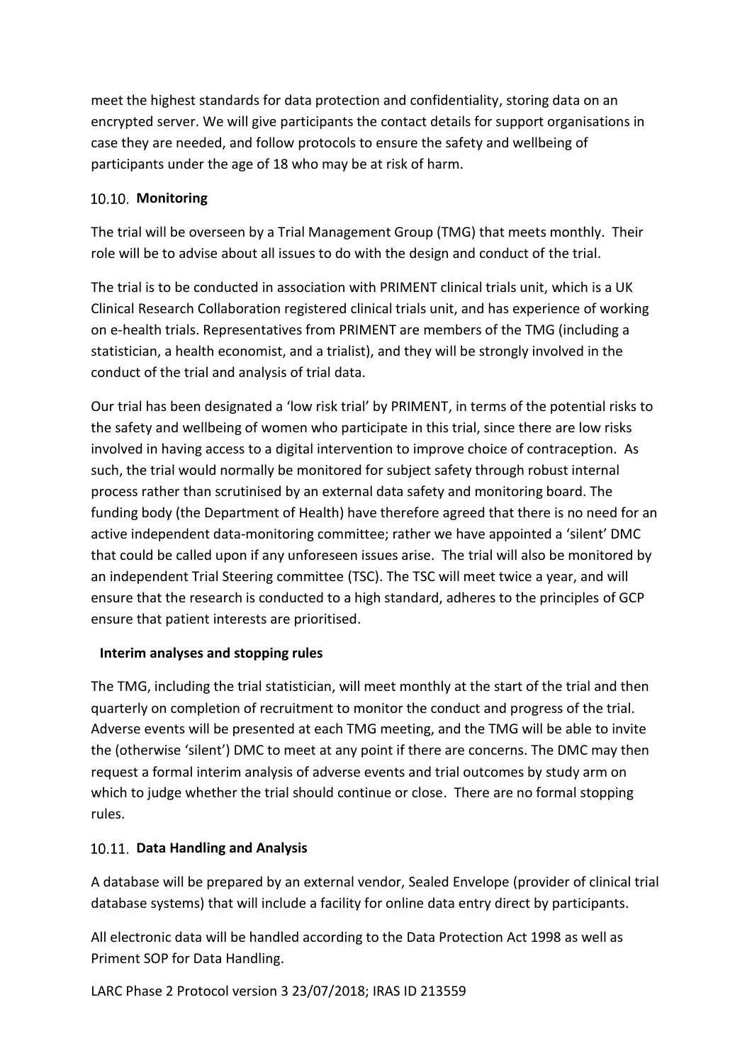meet the highest standards for data protection and confidentiality, storing data on an encrypted server. We will give participants the contact details for support organisations in case they are needed, and follow protocols to ensure the safety and wellbeing of participants under the age of 18 who may be at risk of harm.

### 10.10. Monitoring

The trial will be overseen by a Trial Management Group (TMG) that meets monthly. Their role will be to advise about all issues to do with the design and conduct of the trial.

The trial is to be conducted in association with PRIMENT clinical trials unit, which is a UK Clinical Research Collaboration registered clinical trials unit, and has experience of working on e-health trials. Representatives from PRIMENT are members of the TMG (including a statistician, a health economist, and a trialist), and they will be strongly involved in the conduct of the trial and analysis of trial data.

Our trial has been designated a 'low risk trial' by PRIMENT, in terms of the potential risks to the safety and wellbeing of women who participate in this trial, since there are low risks involved in having access to a digital intervention to improve choice of contraception. As such, the trial would normally be monitored for subject safety through robust internal process rather than scrutinised by an external data safety and monitoring board. The funding body (the Department of Health) have therefore agreed that there is no need for an active independent data-monitoring committee; rather we have appointed a 'silent' DMC that could be called upon if any unforeseen issues arise. The trial will also be monitored by an independent Trial Steering committee (TSC). The TSC will meet twice a year, and will ensure that the research is conducted to a high standard, adheres to the principles of GCP ensure that patient interests are prioritised.

**Interim analyses and stopping rules**

The TMG, including the trial statistician, will meet monthly at the start of the trial and then quarterly on completion of recruitment to monitor the conduct and progress of the trial. Adverse events will be presented at each TMG meeting, and the TMG will be able to invite the (otherwise 'silent') DMC to meet at any point if there are concerns. The DMC may then request a formal interim analysis of adverse events and trial outcomes by study arm on which to judge whether the trial should continue or close. There are no formal stopping rules.

### 10.11. Data Handling and Analysis

A database will be prepared by an external vendor, Sealed Envelope (provider of clinical trial database systems) that will include a facility for online data entry direct by participants.

All electronic data will be handled according to the Data Protection Act 1998 as well as Priment SOP for Data Handling.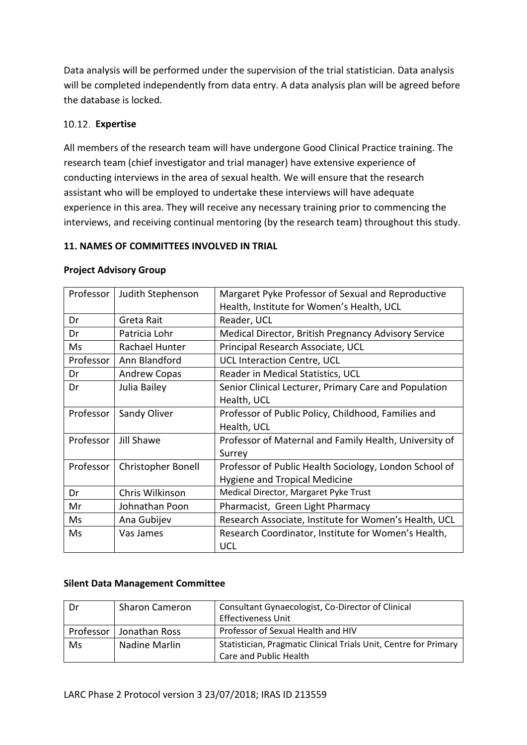Data analysis will be performed under the supervision of the trial statistician. Data analysis will be completed independently from data entry. A data analysis plan will be agreed before the database is locked.

### 10.12. Expertise

All members of the research team will have undergone Good Clinical Practice training. The research team (chief investigator and trial manager) have extensive experience of conducting interviews in the area of sexual health. We will ensure that the research assistant who will be employed to undertake these interviews will have adequate experience in this area. They will receive any necessary training prior to commencing the interviews, and receiving continual mentoring (by the research team) throughout this study.

## 11. NAMES OF COMMITTEES INVOLVED IN TRIAL

**Project Advisory Group**

| | | |
|---|---|---|
| Professor | Judith Stephenson | Margaret Pyke Professor of Sexual and Reproductive Health, Institute for Women's Health, UCL |
| Dr | Greta Rait | Reader, UCL |
| Dr | Patricia Lohr | Medical Director, British Pregnancy Advisory Service |
| Ms | Rachael Hunter | Principal Research Associate, UCL |
| Professor | Ann Blandford | UCL Interaction Centre, UCL |
| Dr | Andrew Copas | Reader in Medical Statistics, UCL |
| Dr | Julia Bailey | Senior Clinical Lecturer, Primary Care and Population Health, UCL |
| Professor | Sandy Oliver | Professor of Public Policy, Childhood, Families and Health, UCL |
| Professor | Jill Shawe | Professor of Maternal and Family Health, University of Surrey |
| Professor | Christopher Bonell | Professor of Public Health Sociology, London School of Hygiene and Tropical Medicine |
| Dr | Chris Wilkinson | Medical Director, Margaret Pyke Trust |
| Mr | Johnathan Poon | Pharmacist, Green Light Pharmacy |
| Ms | Ana Gubijev | Research Associate, Institute for Women's Health, UCL |
| Ms | Vas James | Research Coordinator, Institute for Women's Health, UCL |

**Silent Data Management Committee**

| | | |
|---|---|---|
| Dr | Sharon Cameron | Consultant Gynaecologist, Co-Director of Clinical Effectiveness Unit |
| Professor | Jonathan Ross | Professor of Sexual Health and HIV |
| Ms | Nadine Marlin | Statistician, Pragmatic Clinical Trials Unit, Centre for Primary Care and Public Health |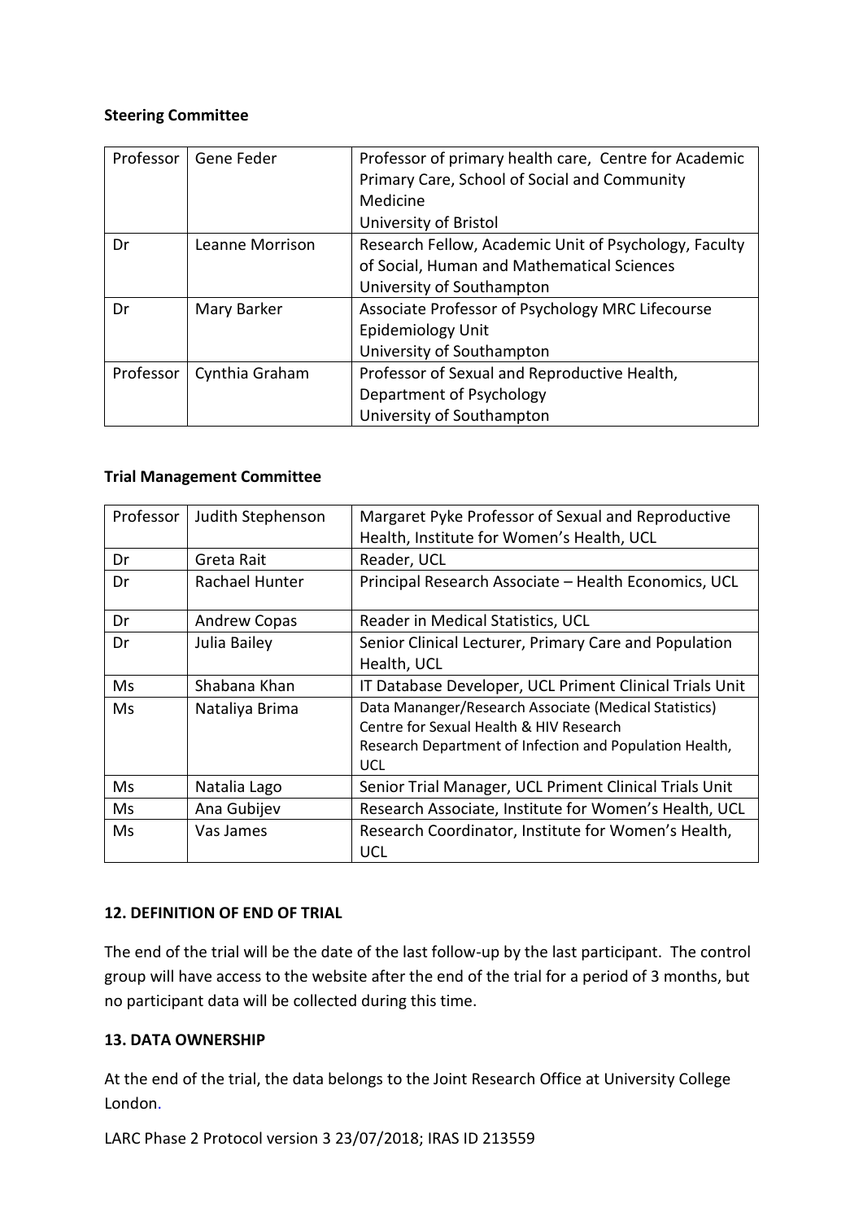**Steering Committee**

| | | |
|---|---|---|
| Professor | Gene Feder | Professor of primary health care, Centre for Academic Primary Care, School of Social and Community Medicine<br>University of Bristol |
| Dr | Leanne Morrison | Research Fellow, Academic Unit of Psychology, Faculty of Social, Human and Mathematical Sciences<br>University of Southampton |
| Dr | Mary Barker | Associate Professor of Psychology MRC Lifecourse Epidemiology Unit<br>University of Southampton |
| Professor | Cynthia Graham | Professor of Sexual and Reproductive Health, Department of Psychology<br>University of Southampton |

**Trial Management Committee**

| | | |
|---|---|---|
| Professor | Judith Stephenson | Margaret Pyke Professor of Sexual and Reproductive Health, Institute for Women's Health, UCL |
| Dr | Greta Rait | Reader, UCL |
| Dr | Rachael Hunter | Principal Research Associate – Health Economics, UCL |
| Dr | Andrew Copas | Reader in Medical Statistics, UCL |
| Dr | Julia Bailey | Senior Clinical Lecturer, Primary Care and Population Health, UCL |
| Ms | Shabana Khan | IT Database Developer, UCL Priment Clinical Trials Unit |
| Ms | Nataliya Brima | Data Mananger/Research Associate (Medical Statistics)<br>Centre for Sexual Health & HIV Research<br>Research Department of Infection and Population Health, UCL |
| Ms | Natalia Lago | Senior Trial Manager, UCL Priment Clinical Trials Unit |
| Ms | Ana Gubijev | Research Associate, Institute for Women's Health, UCL |
| Ms | Vas James | Research Coordinator, Institute for Women's Health, UCL |

**12. DEFINITION OF END OF TRIAL**

The end of the trial will be the date of the last follow-up by the last participant. The control group will have access to the website after the end of the trial for a period of 3 months, but no participant data will be collected during this time.

**13. DATA OWNERSHIP**

At the end of the trial, the data belongs to the Joint Research Office at University College London.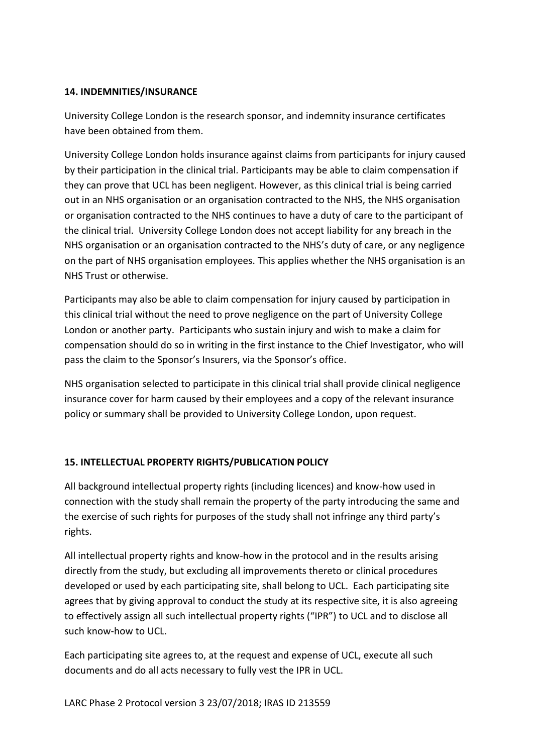**14. INDEMNITIES/INSURANCE**

University College London is the research sponsor, and indemnity insurance certificates have been obtained from them.

University College London holds insurance against claims from participants for injury caused by their participation in the clinical trial. Participants may be able to claim compensation if they can prove that UCL has been negligent. However, as this clinical trial is being carried out in an NHS organisation or an organisation contracted to the NHS, the NHS organisation or organisation contracted to the NHS continues to have a duty of care to the participant of the clinical trial. University College London does not accept liability for any breach in the NHS organisation or an organisation contracted to the NHS's duty of care, or any negligence on the part of NHS organisation employees. This applies whether the NHS organisation is an NHS Trust or otherwise.

Participants may also be able to claim compensation for injury caused by participation in this clinical trial without the need to prove negligence on the part of University College London or another party. Participants who sustain injury and wish to make a claim for compensation should do so in writing in the first instance to the Chief Investigator, who will pass the claim to the Sponsor's Insurers, via the Sponsor's office.

NHS organisation selected to participate in this clinical trial shall provide clinical negligence insurance cover for harm caused by their employees and a copy of the relevant insurance policy or summary shall be provided to University College London, upon request.

**15. INTELLECTUAL PROPERTY RIGHTS/PUBLICATION POLICY**

All background intellectual property rights (including licences) and know-how used in connection with the study shall remain the property of the party introducing the same and the exercise of such rights for purposes of the study shall not infringe any third party's rights.

All intellectual property rights and know-how in the protocol and in the results arising directly from the study, but excluding all improvements thereto or clinical procedures developed or used by each participating site, shall belong to UCL. Each participating site agrees that by giving approval to conduct the study at its respective site, it is also agreeing to effectively assign all such intellectual property rights ("IPR") to UCL and to disclose all such know-how to UCL.

Each participating site agrees to, at the request and expense of UCL, execute all such documents and do all acts necessary to fully vest the IPR in UCL.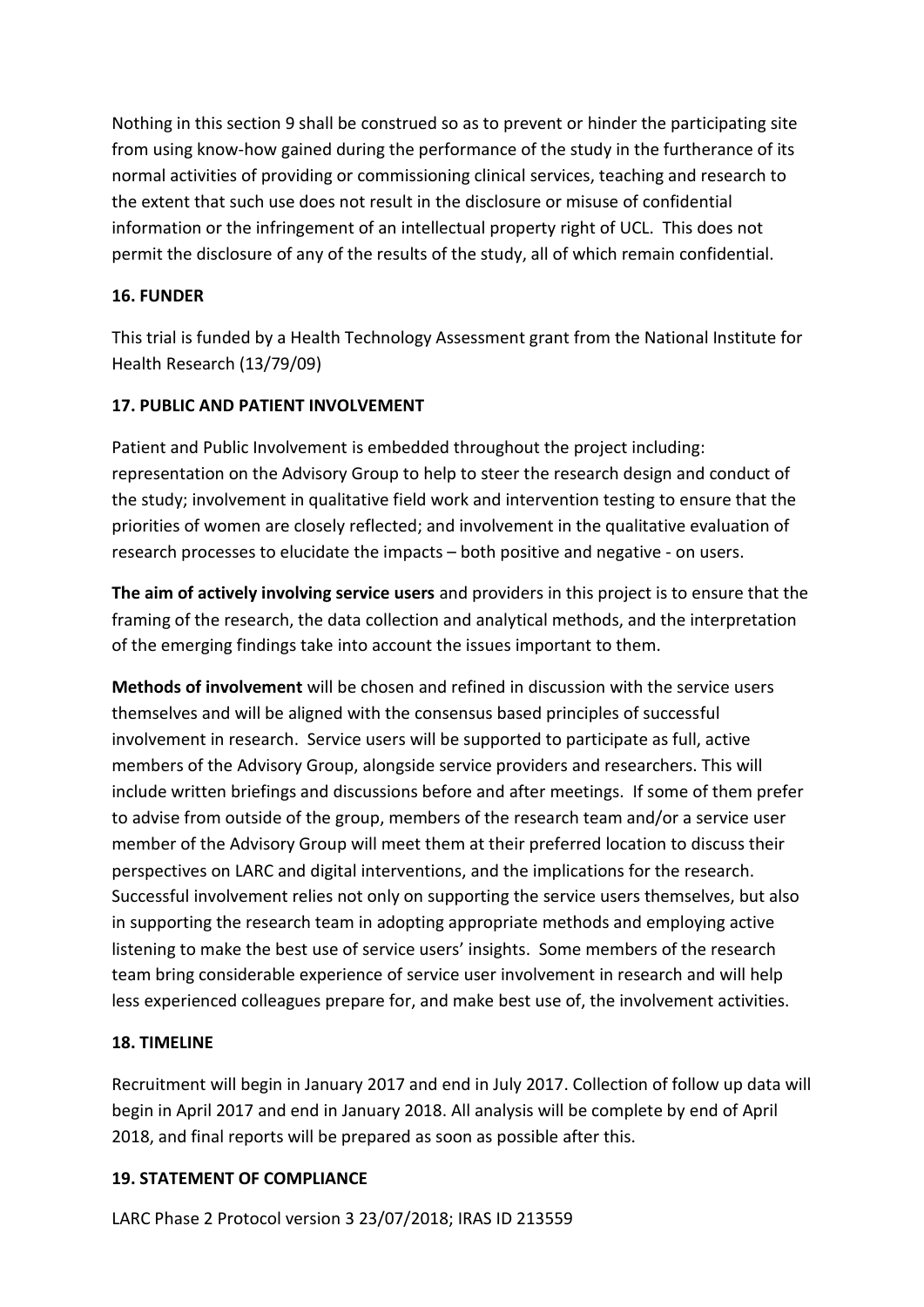Nothing in this section 9 shall be construed so as to prevent or hinder the participating site from using know-how gained during the performance of the study in the furtherance of its normal activities of providing or commissioning clinical services, teaching and research to the extent that such use does not result in the disclosure or misuse of confidential information or the infringement of an intellectual property right of UCL. This does not permit the disclosure of any of the results of the study, all of which remain confidential.

## 16. FUNDER

This trial is funded by a Health Technology Assessment grant from the National Institute for Health Research (13/79/09)

## 17. PUBLIC AND PATIENT INVOLVEMENT

Patient and Public Involvement is embedded throughout the project including: representation on the Advisory Group to help to steer the research design and conduct of the study; involvement in qualitative field work and intervention testing to ensure that the priorities of women are closely reflected; and involvement in the qualitative evaluation of research processes to elucidate the impacts – both positive and negative - on users.

**The aim of actively involving service users** and providers in this project is to ensure that the framing of the research, the data collection and analytical methods, and the interpretation of the emerging findings take into account the issues important to them.

**Methods of involvement** will be chosen and refined in discussion with the service users themselves and will be aligned with the consensus based principles of successful involvement in research. Service users will be supported to participate as full, active members of the Advisory Group, alongside service providers and researchers. This will include written briefings and discussions before and after meetings. If some of them prefer to advise from outside of the group, members of the research team and/or a service user member of the Advisory Group will meet them at their preferred location to discuss their perspectives on LARC and digital interventions, and the implications for the research. Successful involvement relies not only on supporting the service users themselves, but also in supporting the research team in adopting appropriate methods and employing active listening to make the best use of service users' insights. Some members of the research team bring considerable experience of service user involvement in research and will help less experienced colleagues prepare for, and make best use of, the involvement activities.

## 18. TIMELINE

Recruitment will begin in January 2017 and end in July 2017. Collection of follow up data will begin in April 2017 and end in January 2018. All analysis will be complete by end of April 2018, and final reports will be prepared as soon as possible after this.

## 19. STATEMENT OF COMPLIANCE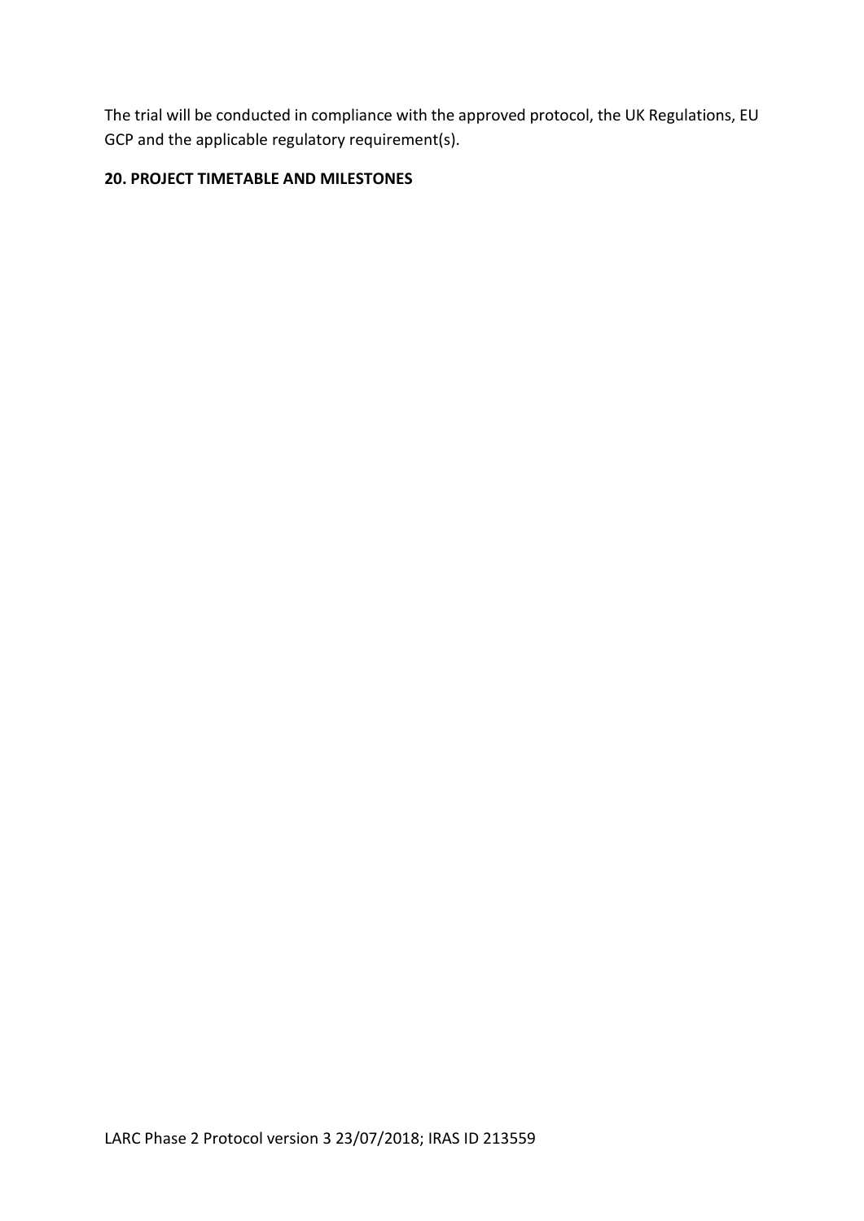The trial will be conducted in compliance with the approved protocol, the UK Regulations, EU GCP and the applicable regulatory requirement(s).

## 20. PROJECT TIMETABLE AND MILESTONES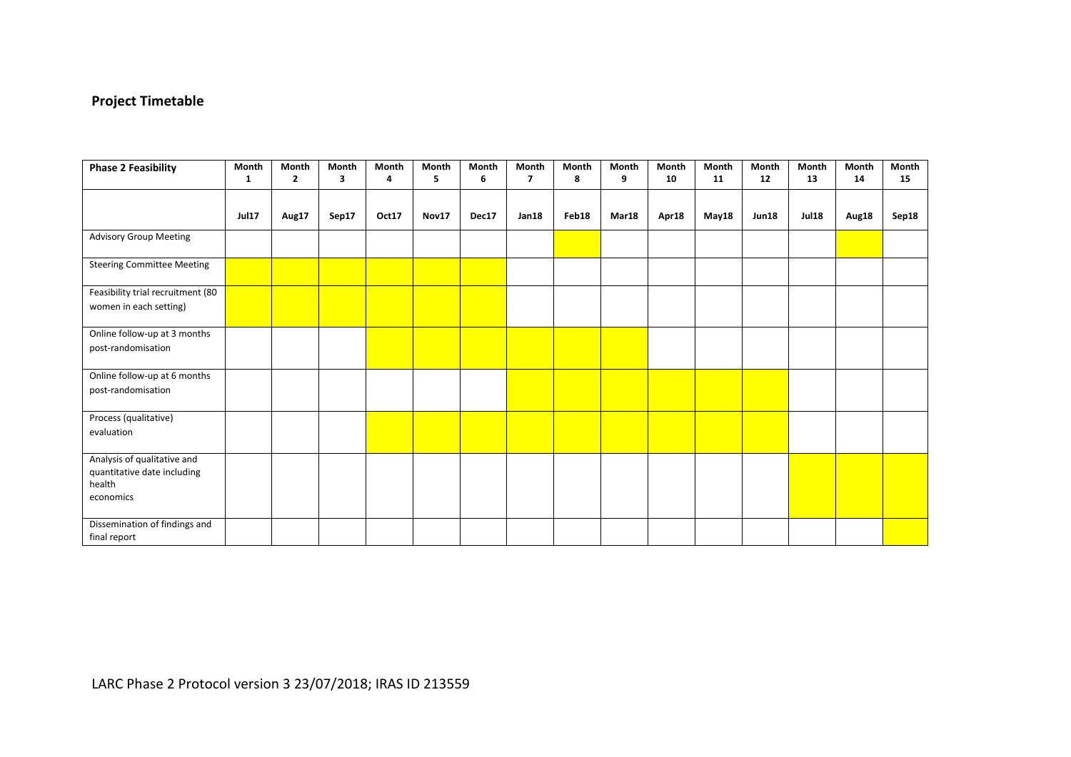## Project Timetable

| Phase 2 Feasibility | Month 1 | Month 2 | Month 3 | Month 4 | Month 5 | Month 6 | Month 7 | Month 8 | Month 9 | Month 10 | Month 11 | Month 12 | Month 13 | Month 14 | Month 15 |
|---|---|---|---|---|---|---|---|---|---|---|---|---|---|---|---|
| | Jul17 | Aug17 | Sep17 | Oct17 | Nov17 | Dec17 | Jan18 | Feb18 | Mar18 | Apr18 | May18 | Jun18 | Jul18 | Aug18 | Sep18 |
| Advisory Group Meeting | | | | | | | | X | | | | | | X | |
| Steering Committee Meeting | X | X | X | X | X | X | | | | | | | | | |
| Feasibility trial recruitment (80 women in each setting) | X | X | X | X | X | X | | | | | | | | | |
| Online follow-up at 3 months post-randomisation | | | | X | X | X | X | X | X | | | | | | |
| Online follow-up at 6 months post-randomisation | | | | | | | X | X | X | X | X | X | | | |
| Process (qualitative) evaluation | | | | X | X | X | X | X | X | X | X | X | | | |
| Analysis of qualitative and quantitative date including health economics | | | | | | | | | | | | | X | X | X |
| Dissemination of findings and final report | | | | | | | | | | | | | | | X |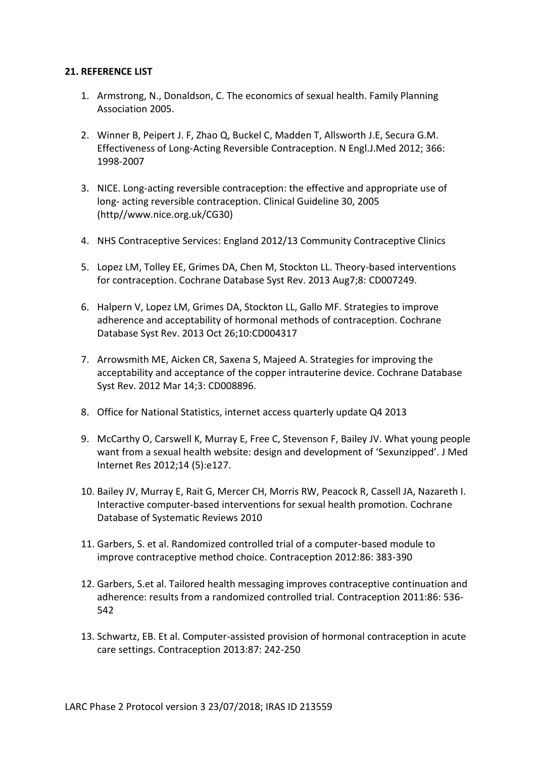**21. REFERENCE LIST**

1. Armstrong, N., Donaldson, C. The economics of sexual health. Family Planning Association 2005.
2. Winner B, Peipert J. F, Zhao Q, Buckel C, Madden T, Allsworth J.E, Secura G.M. Effectiveness of Long-Acting Reversible Contraception. N Engl.J.Med 2012; 366: 1998-2007
3. NICE. Long-acting reversible contraception: the effective and appropriate use of long- acting reversible contraception. Clinical Guideline 30, 2005 (http//www.nice.org.uk/CG30)
4. NHS Contraceptive Services: England 2012/13 Community Contraceptive Clinics
5. Lopez LM, Tolley EE, Grimes DA, Chen M, Stockton LL. Theory-based interventions for contraception. Cochrane Database Syst Rev. 2013 Aug7;8: CD007249.
6. Halpern V, Lopez LM, Grimes DA, Stockton LL, Gallo MF. Strategies to improve adherence and acceptability of hormonal methods of contraception. Cochrane Database Syst Rev. 2013 Oct 26;10:CD004317
7. Arrowsmith ME, Aicken CR, Saxena S, Majeed A. Strategies for improving the acceptability and acceptance of the copper intrauterine device. Cochrane Database Syst Rev. 2012 Mar 14;3: CD008896.
8. Office for National Statistics, internet access quarterly update Q4 2013
9. McCarthy O, Carswell K, Murray E, Free C, Stevenson F, Bailey JV. What young people want from a sexual health website: design and development of 'Sexunzipped'. J Med Internet Res 2012;14 (5):e127.
10. Bailey JV, Murray E, Rait G, Mercer CH, Morris RW, Peacock R, Cassell JA, Nazareth I. Interactive computer-based interventions for sexual health promotion. Cochrane Database of Systematic Reviews 2010
11. Garbers, S. et al. Randomized controlled trial of a computer-based module to improve contraceptive method choice. Contraception 2012:86: 383-390
12. Garbers, S.et al. Tailored health messaging improves contraceptive continuation and adherence: results from a randomized controlled trial. Contraception 2011:86: 536-542
13. Schwartz, EB. Et al. Computer-assisted provision of hormonal contraception in acute care settings. Contraception 2013:87: 242-250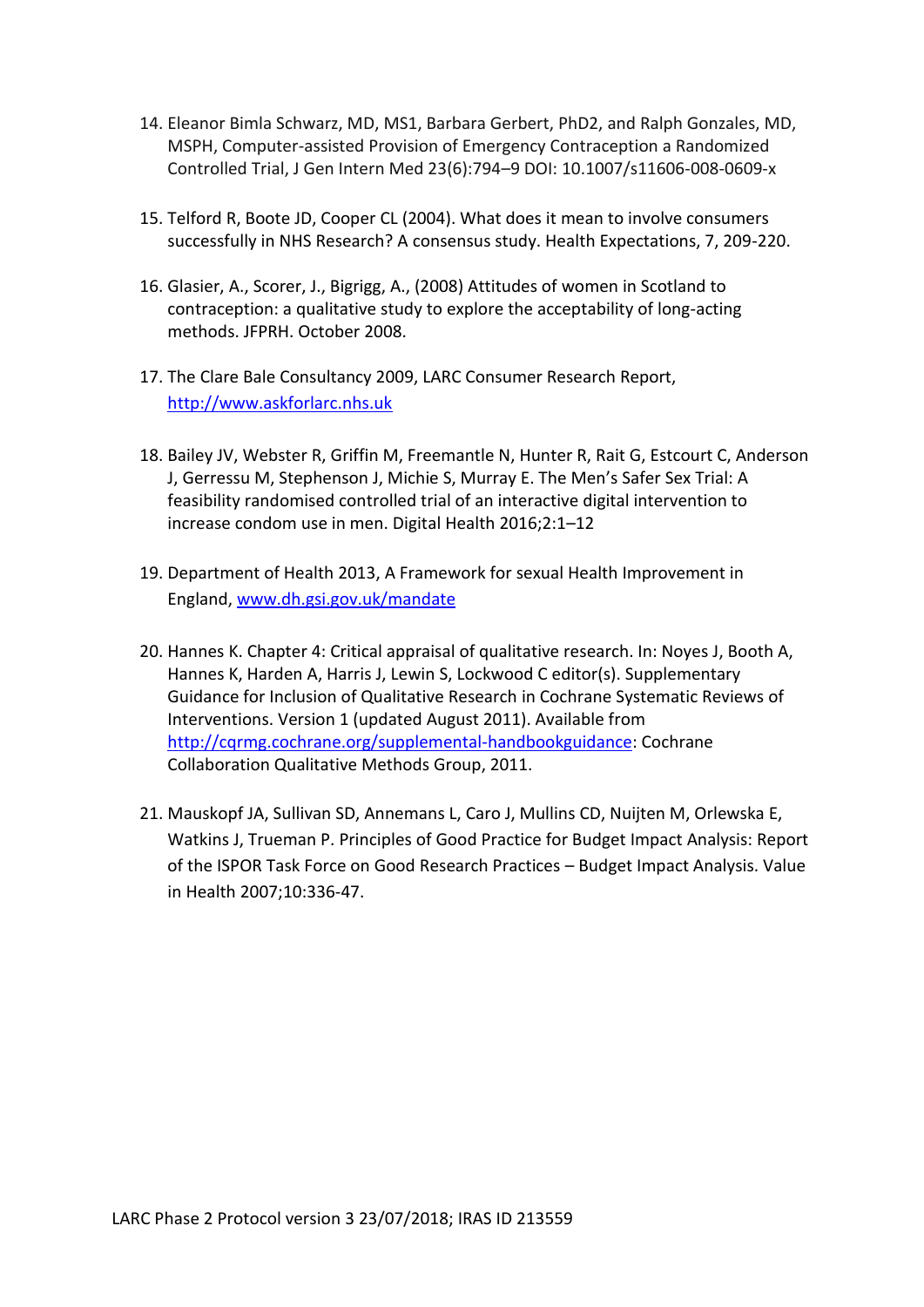14. Eleanor Bimla Schwarz, MD, MS1, Barbara Gerbert, PhD2, and Ralph Gonzales, MD, MSPH, Computer-assisted Provision of Emergency Contraception a Randomized Controlled Trial, J Gen Intern Med 23(6):794–9 DOI: 10.1007/s11606-008-0609-x

15. Telford R, Boote JD, Cooper CL (2004). What does it mean to involve consumers successfully in NHS Research? A consensus study. Health Expectations, 7, 209-220.

16. Glasier, A., Scorer, J., Bigrigg, A., (2008) Attitudes of women in Scotland to contraception: a qualitative study to explore the acceptability of long-acting methods. JFPRH. October 2008.

17. The Clare Bale Consultancy 2009, LARC Consumer Research Report, http://www.askforlarc.nhs.uk

18. Bailey JV, Webster R, Griffin M, Freemantle N, Hunter R, Rait G, Estcourt C, Anderson J, Gerressu M, Stephenson J, Michie S, Murray E. The Men's Safer Sex Trial: A feasibility randomised controlled trial of an interactive digital intervention to increase condom use in men. Digital Health 2016;2:1–12

19. Department of Health 2013, A Framework for sexual Health Improvement in England, www.dh.gsi.gov.uk/mandate

20. Hannes K. Chapter 4: Critical appraisal of qualitative research. In: Noyes J, Booth A, Hannes K, Harden A, Harris J, Lewin S, Lockwood C editor(s). Supplementary Guidance for Inclusion of Qualitative Research in Cochrane Systematic Reviews of Interventions. Version 1 (updated August 2011). Available from http://cqrmg.cochrane.org/supplemental-handbookguidance: Cochrane Collaboration Qualitative Methods Group, 2011.

21. Mauskopf JA, Sullivan SD, Annemans L, Caro J, Mullins CD, Nuijten M, Orlewska E, Watkins J, Trueman P. Principles of Good Practice for Budget Impact Analysis: Report of the ISPOR Task Force on Good Research Practices – Budget Impact Analysis. Value in Health 2007;10:336-47.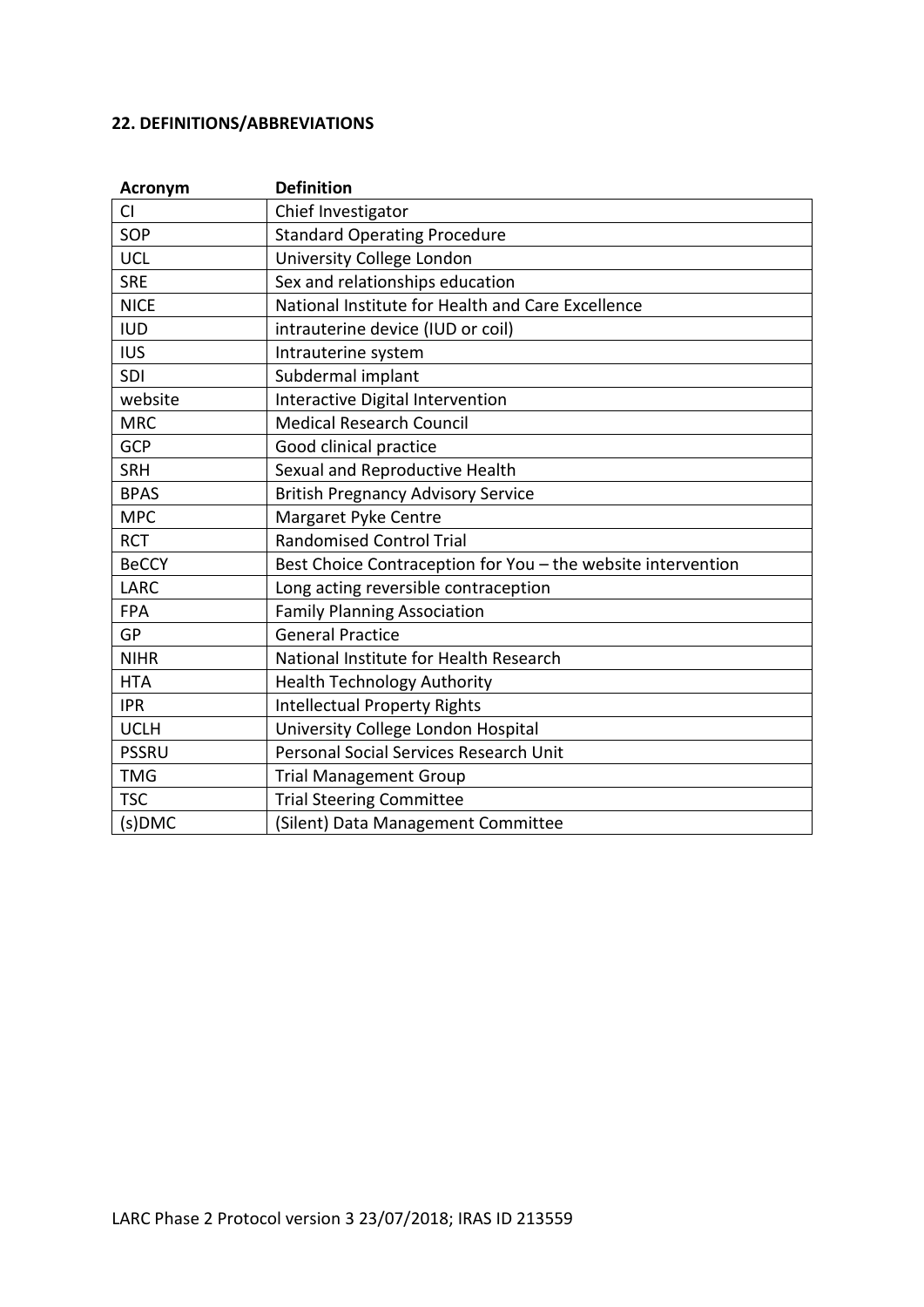**22. DEFINITIONS/ABBREVIATIONS**

| Acronym | Definition |
|---|---|
| CI | Chief Investigator |
| SOP | Standard Operating Procedure |
| UCL | University College London |
| SRE | Sex and relationships education |
| NICE | National Institute for Health and Care Excellence |
| IUD | intrauterine device (IUD or coil) |
| IUS | Intrauterine system |
| SDI | Subdermal implant |
| website | Interactive Digital Intervention |
| MRC | Medical Research Council |
| GCP | Good clinical practice |
| SRH | Sexual and Reproductive Health |
| BPAS | British Pregnancy Advisory Service |
| MPC | Margaret Pyke Centre |
| RCT | Randomised Control Trial |
| BeCCY | Best Choice Contraception for You – the website intervention |
| LARC | Long acting reversible contraception |
| FPA | Family Planning Association |
| GP | General Practice |
| NIHR | National Institute for Health Research |
| HTA | Health Technology Authority |
| IPR | Intellectual Property Rights |
| UCLH | University College London Hospital |
| PSSRU | Personal Social Services Research Unit |
| TMG | Trial Management Group |
| TSC | Trial Steering Committee |
| (s)DMC | (Silent) Data Management Committee |